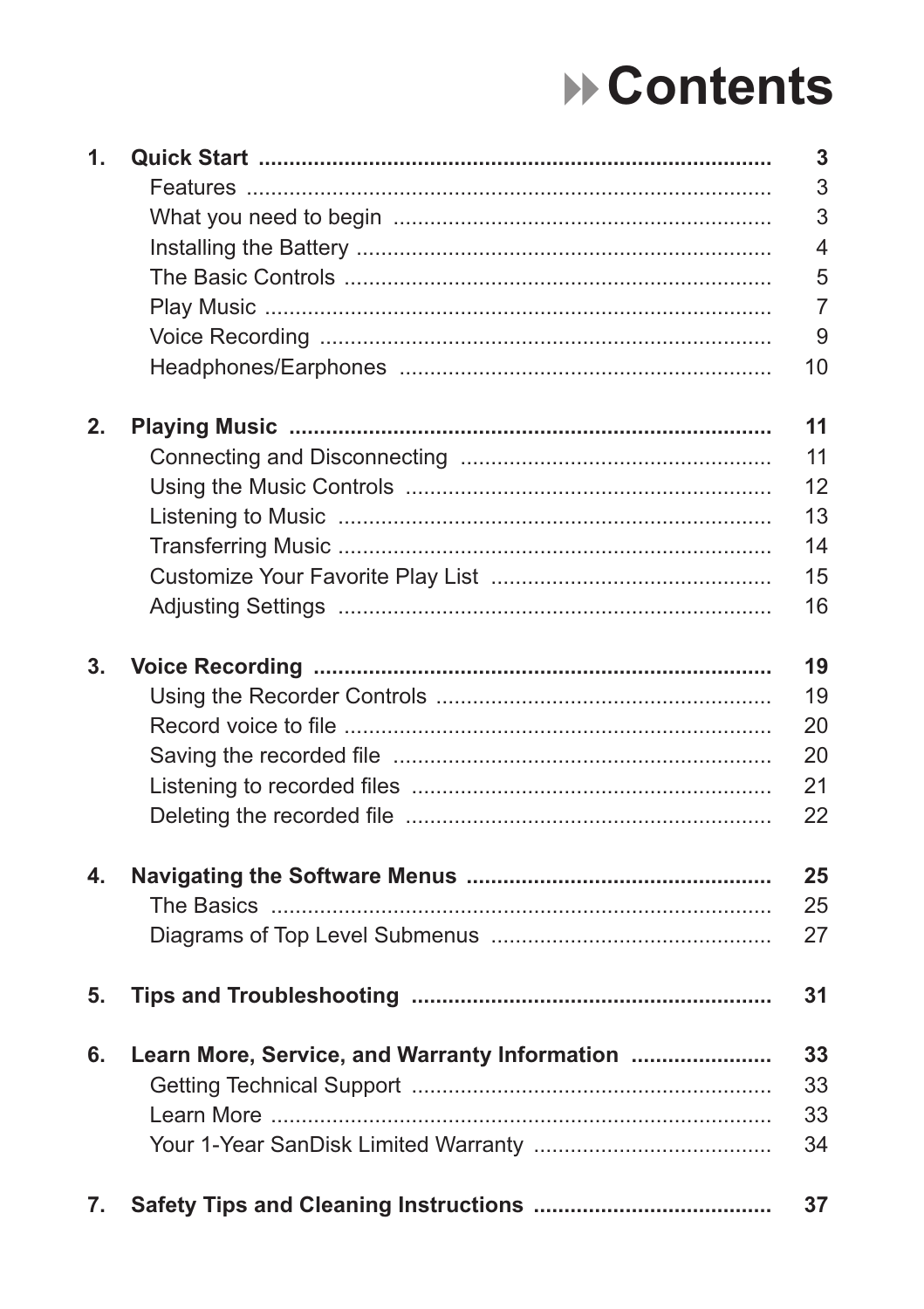# Contents

| | | |
|---|---|---|
| **1.** | **Quick Start** | **3** |
| | Features | 3 |
| | What you need to begin | 3 |
| | Installing the Battery | 4 |
| | The Basic Controls | 5 |
| | Play Music | 7 |
| | Voice Recording | 9 |
| | Headphones/Earphones | 10 |
| **2.** | **Playing Music** | **11** |
| | Connecting and Disconnecting | 11 |
| | Using the Music Controls | 12 |
| | Listening to Music | 13 |
| | Transferring Music | 14 |
| | Customize Your Favorite Play List | 15 |
| | Adjusting Settings | 16 |
| **3.** | **Voice Recording** | **19** |
| | Using the Recorder Controls | 19 |
| | Record voice to file | 20 |
| | Saving the recorded file | 20 |
| | Listening to recorded files | 21 |
| | Deleting the recorded file | 22 |
| **4.** | **Navigating the Software Menus** | **25** |
| | The Basics | 25 |
| | Diagrams of Top Level Submenus | 27 |
| **5.** | **Tips and Troubleshooting** | **31** |
| **6.** | **Learn More, Service, and Warranty Information** | **33** |
| | Getting Technical Support | 33 |
| | Learn More | 33 |
| | Your 1-Year SanDisk Limited Warranty | 34 |
| **7.** | **Safety Tips and Cleaning Instructions** | **37** |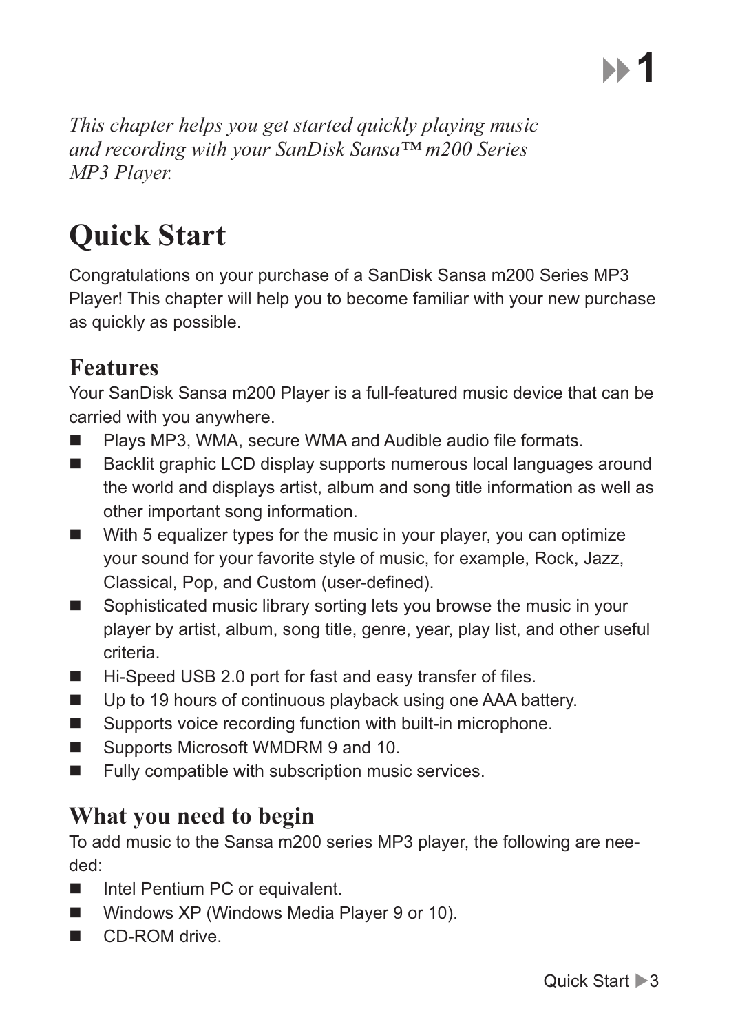*This chapter helps you get started quickly playing music and recording with your SanDisk Sansa™ m200 Series MP3 Player.*

# Quick Start

Congratulations on your purchase of a SanDisk Sansa m200 Series MP3 Player! This chapter will help you to become familiar with your new purchase as quickly as possible.

## Features

Your SanDisk Sansa m200 Player is a full-featured music device that can be carried with you anywhere.

- Plays MP3, WMA, secure WMA and Audible audio file formats.
- Backlit graphic LCD display supports numerous local languages around the world and displays artist, album and song title information as well as other important song information.
- With 5 equalizer types for the music in your player, you can optimize your sound for your favorite style of music, for example, Rock, Jazz, Classical, Pop, and Custom (user-defined).
- Sophisticated music library sorting lets you browse the music in your player by artist, album, song title, genre, year, play list, and other useful criteria.
- Hi-Speed USB 2.0 port for fast and easy transfer of files.
- Up to 19 hours of continuous playback using one AAA battery.
- Supports voice recording function with built-in microphone.
- Supports Microsoft WMDRM 9 and 10.
- Fully compatible with subscription music services.

## What you need to begin

To add music to the Sansa m200 series MP3 player, the following are needed:

- Intel Pentium PC or equivalent.
- Windows XP (Windows Media Player 9 or 10).
- CD-ROM drive.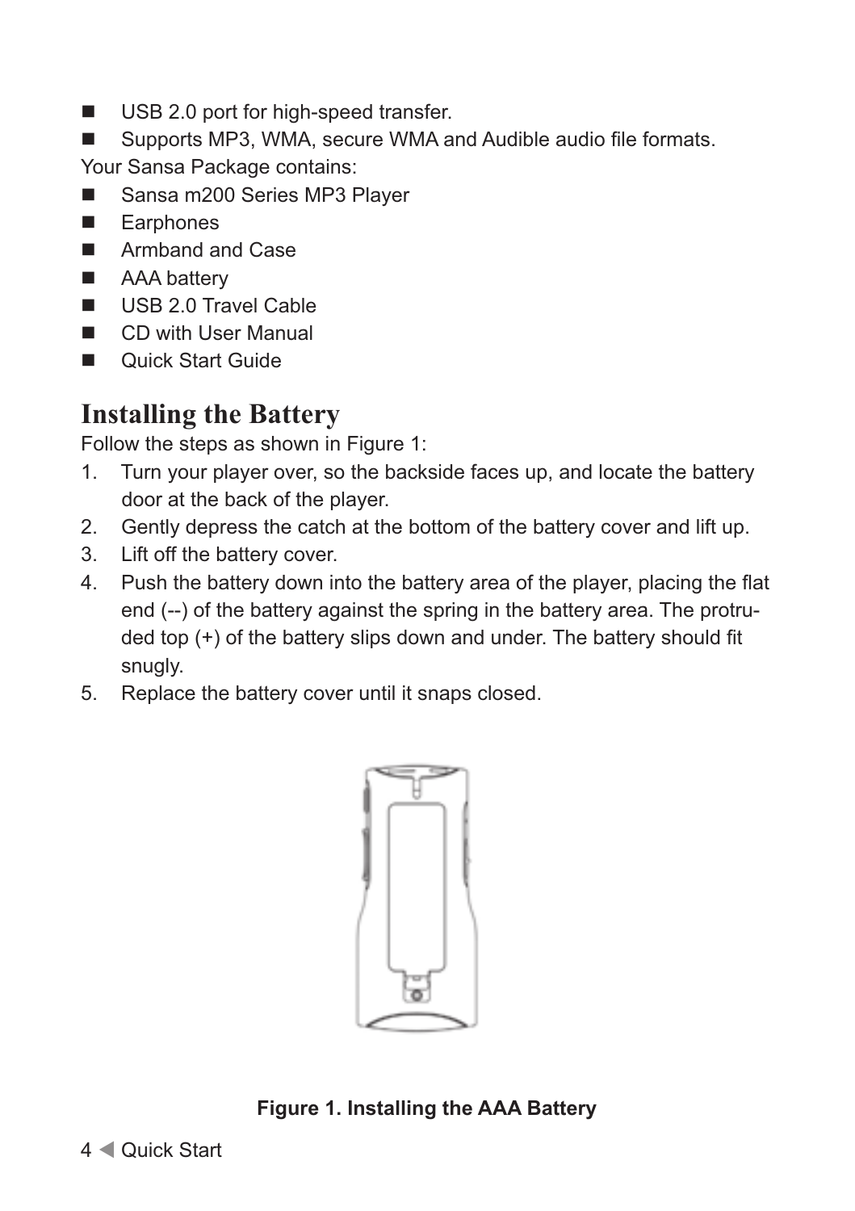- USB 2.0 port for high-speed transfer.
- Supports MP3, WMA, secure WMA and Audible audio file formats.

Your Sansa Package contains:

- Sansa m200 Series MP3 Player
- Earphones
- Armband and Case
- AAA battery
- USB 2.0 Travel Cable
- CD with User Manual
- Quick Start Guide

## Installing the Battery

Follow the steps as shown in Figure 1:

1. Turn your player over, so the backside faces up, and locate the battery door at the back of the player.
2. Gently depress the catch at the bottom of the battery cover and lift up.
3. Lift off the battery cover.
4. Push the battery down into the battery area of the player, placing the flat end (--) of the battery against the spring in the battery area. The protruded top (+) of the battery slips down and under. The battery should fit snugly.
5. Replace the battery cover until it snaps closed.

**Figure 1. Installing the AAA Battery**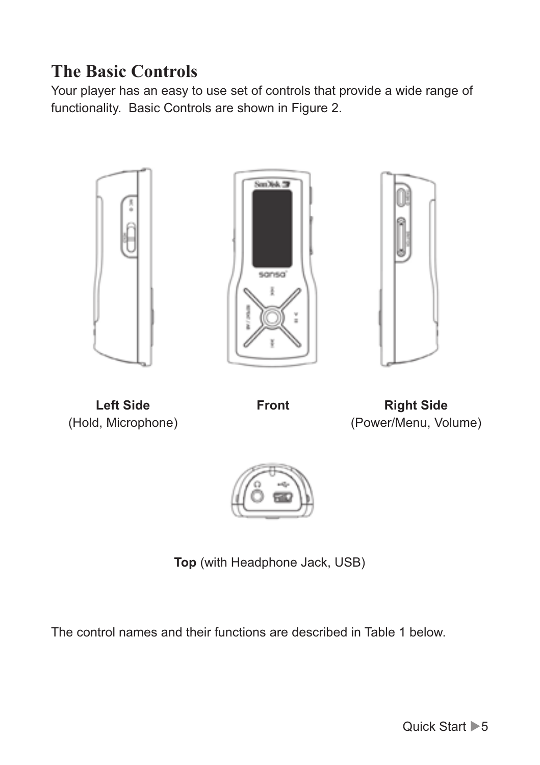## The Basic Controls

Your player has an easy to use set of controls that provide a wide range of functionality. Basic Controls are shown in Figure 2.

**Left Side**
(Hold, Microphone)

**Front**

**Right Side**
(Power/Menu, Volume)

**Top** (with Headphone Jack, USB)

The control names and their functions are described in Table 1 below.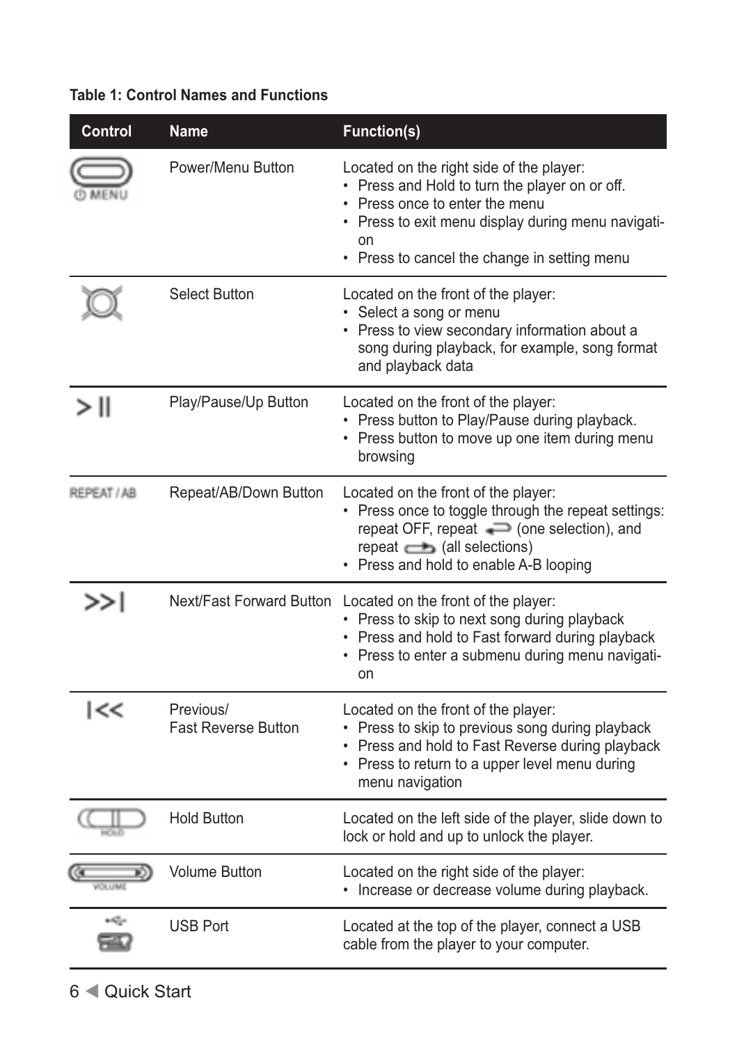**Table 1: Control Names and Functions**

| Control | Name | Function(s) |
|---|---|---|
| MENU | Power/Menu Button | Located on the right side of the player:<br>• Press and Hold to turn the player on or off.<br>• Press once to enter the menu<br>• Press to exit menu display during menu navigation<br>• Press to cancel the change in setting menu |
| | Select Button | Located on the front of the player:<br>• Select a song or menu<br>• Press to view secondary information about a song during playback, for example, song format and playback data |
| >II | Play/Pause/Up Button | Located on the front of the player:<br>• Press button to Play/Pause during playback.<br>• Press button to move up one item during menu browsing |
| REPEAT / AB | Repeat/AB/Down Button | Located on the front of the player:<br>• Press once to toggle through the repeat settings: repeat OFF, repeat (one selection), and repeat (all selections)<br>• Press and hold to enable A-B looping |
| >>I | Next/Fast Forward Button | Located on the front of the player:<br>• Press to skip to next song during playback<br>• Press and hold to Fast forward during playback<br>• Press to enter a submenu during menu navigation |
| I<< | Previous/<br>Fast Reverse Button | Located on the front of the player:<br>• Press to skip to previous song during playback<br>• Press and hold to Fast Reverse during playback<br>• Press to return to a upper level menu during menu navigation |
| HOLD | Hold Button | Located on the left side of the player, slide down to lock or hold and up to unlock the player. |
| VOLUME | Volume Button | Located on the right side of the player:<br>• Increase or decrease volume during playback. |
| | USB Port | Located at the top of the player, connect a USB cable from the player to your computer. |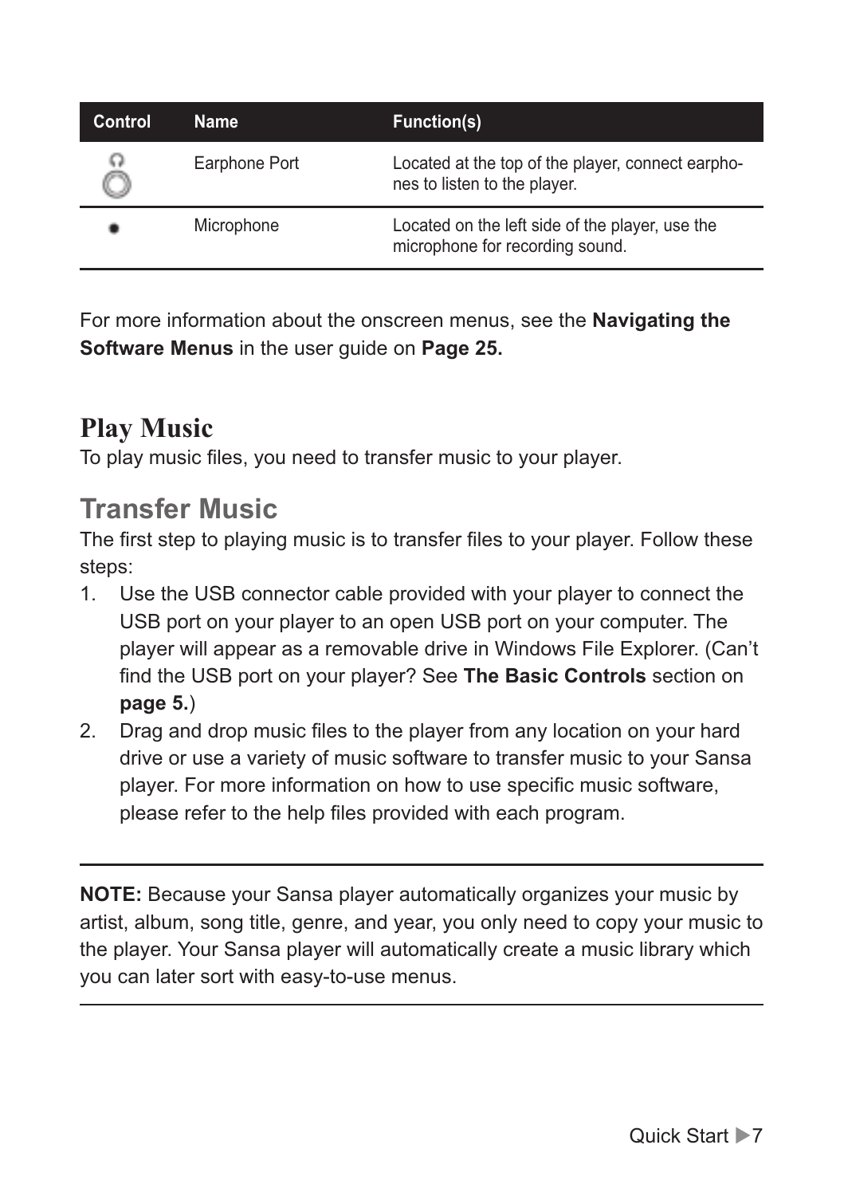| Control | Name | Function(s) |
|---|---|---|
| | Earphone Port | Located at the top of the player, connect earphones to listen to the player. |
| • | Microphone | Located on the left side of the player, use the microphone for recording sound. |

For more information about the onscreen menus, see the **Navigating the Software Menus** in the user guide on **Page 25.**

# Play Music

To play music files, you need to transfer music to your player.

## Transfer Music

The first step to playing music is to transfer files to your player. Follow these steps:

1. Use the USB connector cable provided with your player to connect the USB port on your player to an open USB port on your computer. The player will appear as a removable drive in Windows File Explorer. (Can't find the USB port on your player? See **The Basic Controls** section on **page 5.**)
2. Drag and drop music files to the player from any location on your hard drive or use a variety of music software to transfer music to your Sansa player. For more information on how to use specific music software, please refer to the help files provided with each program.

---

**NOTE:** Because your Sansa player automatically organizes your music by artist, album, song title, genre, and year, you only need to copy your music to the player. Your Sansa player will automatically create a music library which you can later sort with easy-to-use menus.

---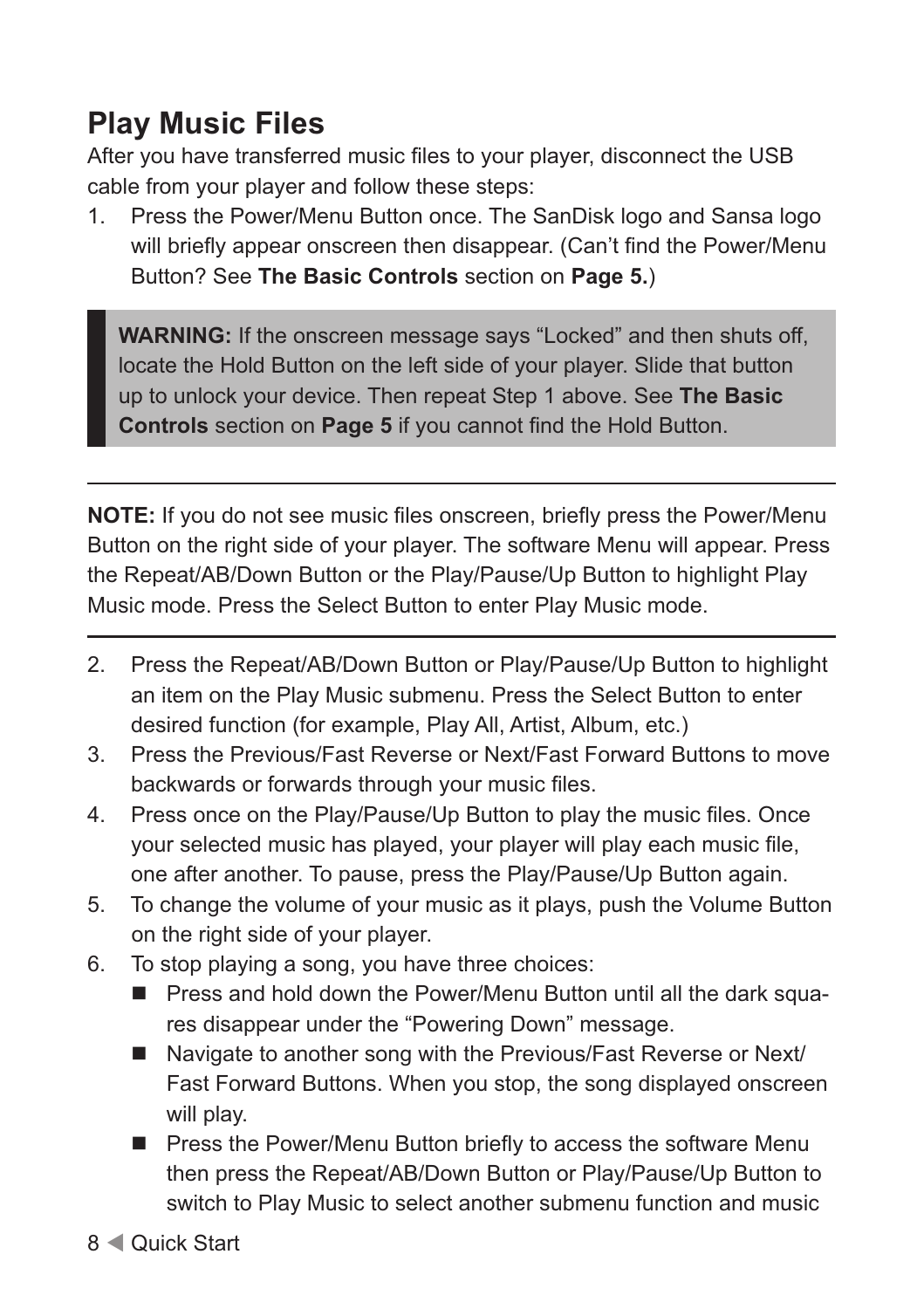## Play Music Files

After you have transferred music files to your player, disconnect the USB cable from your player and follow these steps:

1. Press the Power/Menu Button once. The SanDisk logo and Sansa logo will briefly appear onscreen then disappear. (Can't find the Power/Menu Button? See **The Basic Controls** section on **Page 5.**)

> **WARNING:** If the onscreen message says "Locked" and then shuts off, locate the Hold Button on the left side of your player. Slide that button up to unlock your device. Then repeat Step 1 above. See **The Basic Controls** section on **Page 5** if you cannot find the Hold Button.

---

**NOTE:** If you do not see music files onscreen, briefly press the Power/Menu Button on the right side of your player. The software Menu will appear. Press the Repeat/AB/Down Button or the Play/Pause/Up Button to highlight Play Music mode. Press the Select Button to enter Play Music mode.

---

2. Press the Repeat/AB/Down Button or Play/Pause/Up Button to highlight an item on the Play Music submenu. Press the Select Button to enter desired function (for example, Play All, Artist, Album, etc.)
3. Press the Previous/Fast Reverse or Next/Fast Forward Buttons to move backwards or forwards through your music files.
4. Press once on the Play/Pause/Up Button to play the music files. Once your selected music has played, your player will play each music file, one after another. To pause, press the Play/Pause/Up Button again.
5. To change the volume of your music as it plays, push the Volume Button on the right side of your player.
6. To stop playing a song, you have three choices:
   - Press and hold down the Power/Menu Button until all the dark squares disappear under the "Powering Down" message.
   - Navigate to another song with the Previous/Fast Reverse or Next/Fast Forward Buttons. When you stop, the song displayed onscreen will play.
   - Press the Power/Menu Button briefly to access the software Menu then press the Repeat/AB/Down Button or Play/Pause/Up Button to switch to Play Music to select another submenu function and music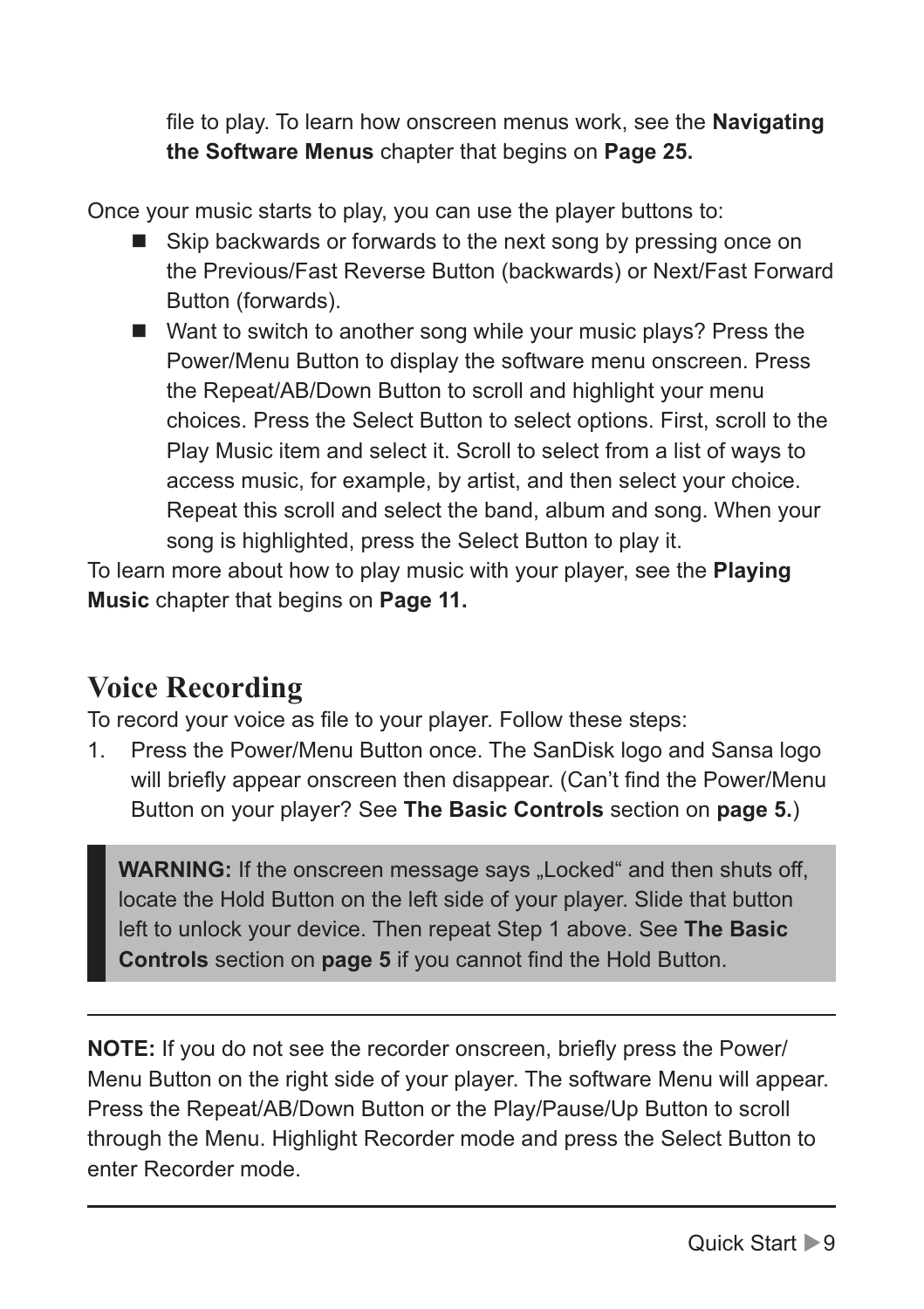file to play. To learn how onscreen menus work, see the **Navigating the Software Menus** chapter that begins on **Page 25.**

Once your music starts to play, you can use the player buttons to:

- Skip backwards or forwards to the next song by pressing once on the Previous/Fast Reverse Button (backwards) or Next/Fast Forward Button (forwards).
- Want to switch to another song while your music plays? Press the Power/Menu Button to display the software menu onscreen. Press the Repeat/AB/Down Button to scroll and highlight your menu choices. Press the Select Button to select options. First, scroll to the Play Music item and select it. Scroll to select from a list of ways to access music, for example, by artist, and then select your choice. Repeat this scroll and select the band, album and song. When your song is highlighted, press the Select Button to play it.

To learn more about how to play music with your player, see the **Playing Music** chapter that begins on **Page 11.**

## Voice Recording

To record your voice as file to your player. Follow these steps:

1. Press the Power/Menu Button once. The SanDisk logo and Sansa logo will briefly appear onscreen then disappear. (Can't find the Power/Menu Button on your player? See **The Basic Controls** section on **page 5.**)

> **WARNING:** If the onscreen message says „Locked“ and then shuts off, locate the Hold Button on the left side of your player. Slide that button left to unlock your device. Then repeat Step 1 above. See **The Basic Controls** section on **page 5** if you cannot find the Hold Button.

---

**NOTE:** If you do not see the recorder onscreen, briefly press the Power/Menu Button on the right side of your player. The software Menu will appear. Press the Repeat/AB/Down Button or the Play/Pause/Up Button to scroll through the Menu. Highlight Recorder mode and press the Select Button to enter Recorder mode.

---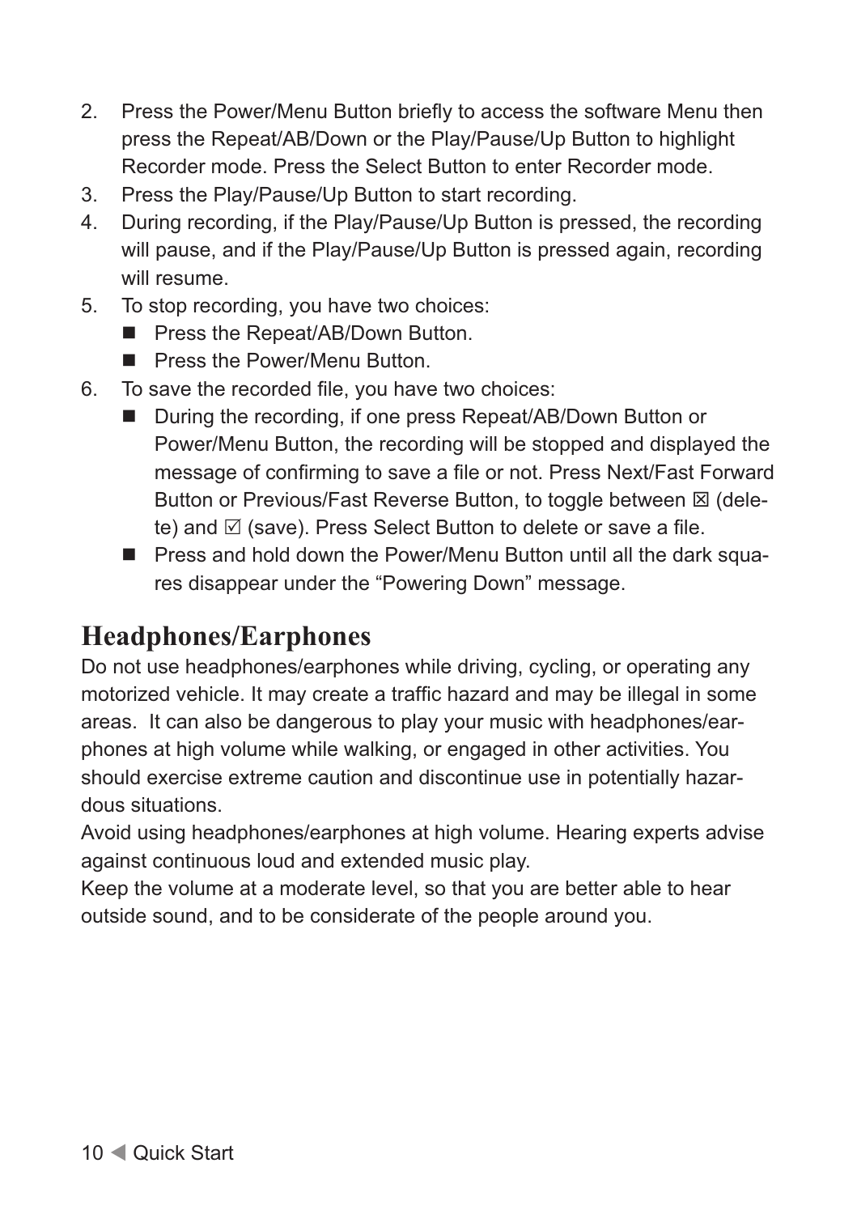2. Press the Power/Menu Button briefly to access the software Menu then press the Repeat/AB/Down or the Play/Pause/Up Button to highlight Recorder mode. Press the Select Button to enter Recorder mode.
3. Press the Play/Pause/Up Button to start recording.
4. During recording, if the Play/Pause/Up Button is pressed, the recording will pause, and if the Play/Pause/Up Button is pressed again, recording will resume.
5. To stop recording, you have two choices:
   - Press the Repeat/AB/Down Button.
   - Press the Power/Menu Button.
6. To save the recorded file, you have two choices:
   - During the recording, if one press Repeat/AB/Down Button or Power/Menu Button, the recording will be stopped and displayed the message of confirming to save a file or not. Press Next/Fast Forward Button or Previous/Fast Reverse Button, to toggle between ☒ (delete) and ☑ (save). Press Select Button to delete or save a file.
   - Press and hold down the Power/Menu Button until all the dark squares disappear under the "Powering Down" message.

## Headphones/Earphones

Do not use headphones/earphones while driving, cycling, or operating any motorized vehicle. It may create a traffic hazard and may be illegal in some areas. It can also be dangerous to play your music with headphones/earphones at high volume while walking, or engaged in other activities. You should exercise extreme caution and discontinue use in potentially hazardous situations.

Avoid using headphones/earphones at high volume. Hearing experts advise against continuous loud and extended music play.

Keep the volume at a moderate level, so that you are better able to hear outside sound, and to be considerate of the people around you.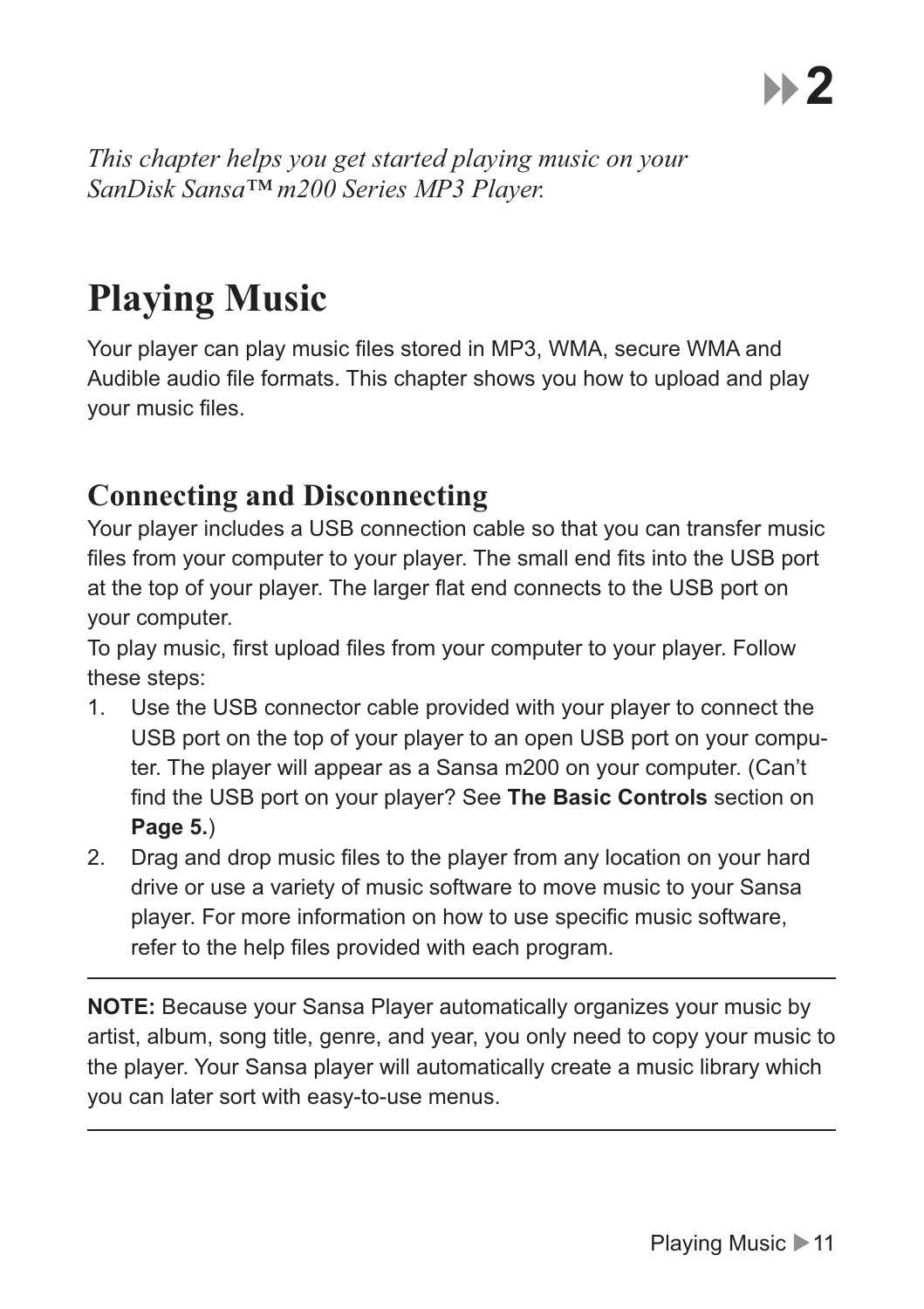## 2

*This chapter helps you get started playing music on your SanDisk Sansa™ m200 Series MP3 Player.*

# Playing Music

Your player can play music files stored in MP3, WMA, secure WMA and Audible audio file formats. This chapter shows you how to upload and play your music files.

## Connecting and Disconnecting

Your player includes a USB connection cable so that you can transfer music files from your computer to your player. The small end fits into the USB port at the top of your player. The larger flat end connects to the USB port on your computer.

To play music, first upload files from your computer to your player. Follow these steps:

1. Use the USB connector cable provided with your player to connect the USB port on the top of your player to an open USB port on your computer. The player will appear as a Sansa m200 on your computer. (Can't find the USB port on your player? See **The Basic Controls** section on **Page 5.**)
2. Drag and drop music files to the player from any location on your hard drive or use a variety of music software to move music to your Sansa player. For more information on how to use specific music software, refer to the help files provided with each program.

---

**NOTE:** Because your Sansa Player automatically organizes your music by artist, album, song title, genre, and year, you only need to copy your music to the player. Your Sansa player will automatically create a music library which you can later sort with easy-to-use menus.

---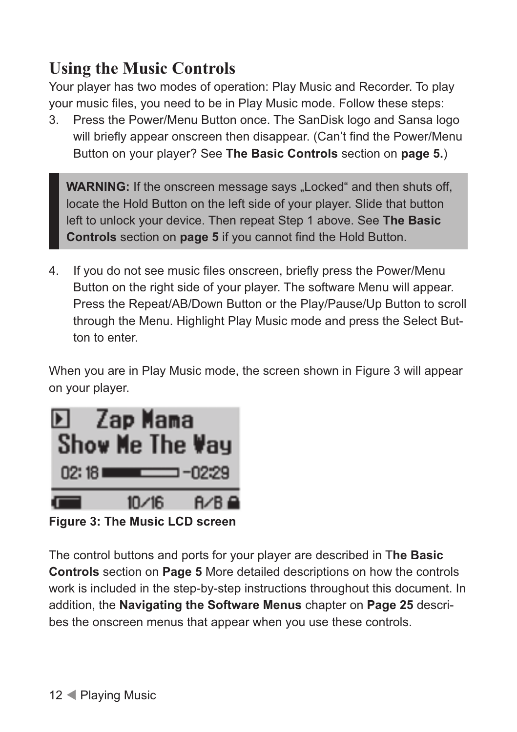## Using the Music Controls

Your player has two modes of operation: Play Music and Recorder. To play your music files, you need to be in Play Music mode. Follow these steps:

3. Press the Power/Menu Button once. The SanDisk logo and Sansa logo will briefly appear onscreen then disappear. (Can't find the Power/Menu Button on your player? See **The Basic Controls** section on **page 5.**)

> **WARNING:** If the onscreen message says „Locked“ and then shuts off, locate the Hold Button on the left side of your player. Slide that button left to unlock your device. Then repeat Step 1 above. See **The Basic Controls** section on **page 5** if you cannot find the Hold Button.

4. If you do not see music files onscreen, briefly press the Power/Menu Button on the right side of your player. The software Menu will appear. Press the Repeat/AB/Down Button or the Play/Pause/Up Button to scroll through the Menu. Highlight Play Music mode and press the Select Button to enter.

When you are in Play Music mode, the screen shown in Figure 3 will appear on your player.

**Figure 3: The Music LCD screen**

The control buttons and ports for your player are described in T**he Basic Controls** section on **Page 5** More detailed descriptions on how the controls work is included in the step-by-step instructions throughout this document. In addition, the **Navigating the Software Menus** chapter on **Page 25** describes the onscreen menus that appear when you use these controls.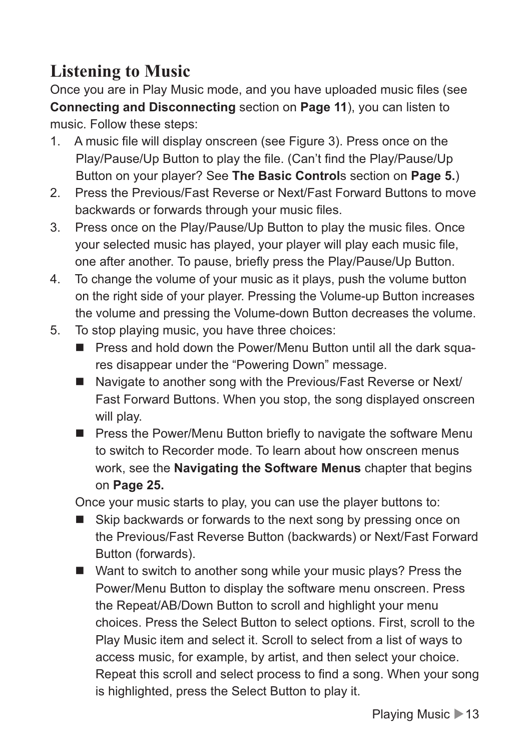## Listening to Music

Once you are in Play Music mode, and you have uploaded music files (see **Connecting and Disconnecting** section on **Page 11**), you can listen to music. Follow these steps:

1. A music file will display onscreen (see Figure 3). Press once on the Play/Pause/Up Button to play the file. (Can't find the Play/Pause/Up Button on your player? See **The Basic Control**s section on **Page 5.**)
2. Press the Previous/Fast Reverse or Next/Fast Forward Buttons to move backwards or forwards through your music files.
3. Press once on the Play/Pause/Up Button to play the music files. Once your selected music has played, your player will play each music file, one after another. To pause, briefly press the Play/Pause/Up Button.
4. To change the volume of your music as it plays, push the volume button on the right side of your player. Pressing the Volume-up Button increases the volume and pressing the Volume-down Button decreases the volume.
5. To stop playing music, you have three choices:
   - Press and hold down the Power/Menu Button until all the dark squares disappear under the "Powering Down" message.
   - Navigate to another song with the Previous/Fast Reverse or Next/Fast Forward Buttons. When you stop, the song displayed onscreen will play.
   - Press the Power/Menu Button briefly to navigate the software Menu to switch to Recorder mode. To learn about how onscreen menus work, see the **Navigating the Software Menus** chapter that begins on **Page 25.**

   Once your music starts to play, you can use the player buttons to:

   - Skip backwards or forwards to the next song by pressing once on the Previous/Fast Reverse Button (backwards) or Next/Fast Forward Button (forwards).
   - Want to switch to another song while your music plays? Press the Power/Menu Button to display the software menu onscreen. Press the Repeat/AB/Down Button to scroll and highlight your menu choices. Press the Select Button to select options. First, scroll to the Play Music item and select it. Scroll to select from a list of ways to access music, for example, by artist, and then select your choice. Repeat this scroll and select process to find a song. When your song is highlighted, press the Select Button to play it.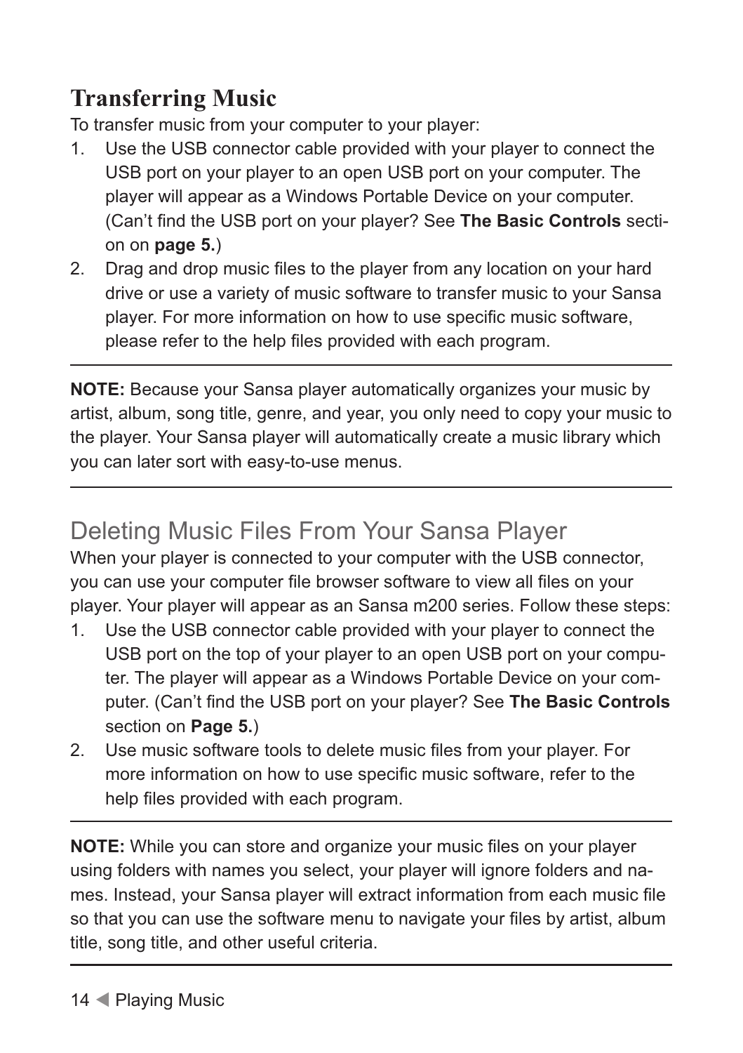## Transferring Music

To transfer music from your computer to your player:

1. Use the USB connector cable provided with your player to connect the USB port on your player to an open USB port on your computer. The player will appear as a Windows Portable Device on your computer. (Can't find the USB port on your player? See **The Basic Controls** section on **page 5.**)
2. Drag and drop music files to the player from any location on your hard drive or use a variety of music software to transfer music to your Sansa player. For more information on how to use specific music software, please refer to the help files provided with each program.

---

**NOTE:** Because your Sansa player automatically organizes your music by artist, album, song title, genre, and year, you only need to copy your music to the player. Your Sansa player will automatically create a music library which you can later sort with easy-to-use menus.

---

## Deleting Music Files From Your Sansa Player

When your player is connected to your computer with the USB connector, you can use your computer file browser software to view all files on your player. Your player will appear as an Sansa m200 series. Follow these steps:

1. Use the USB connector cable provided with your player to connect the USB port on the top of your player to an open USB port on your computer. The player will appear as a Windows Portable Device on your computer. (Can't find the USB port on your player? See **The Basic Controls** section on **Page 5.**)
2. Use music software tools to delete music files from your player. For more information on how to use specific music software, refer to the help files provided with each program.

---

**NOTE:** While you can store and organize your music files on your player using folders with names you select, your player will ignore folders and names. Instead, your Sansa player will extract information from each music file so that you can use the software menu to navigate your files by artist, album title, song title, and other useful criteria.

---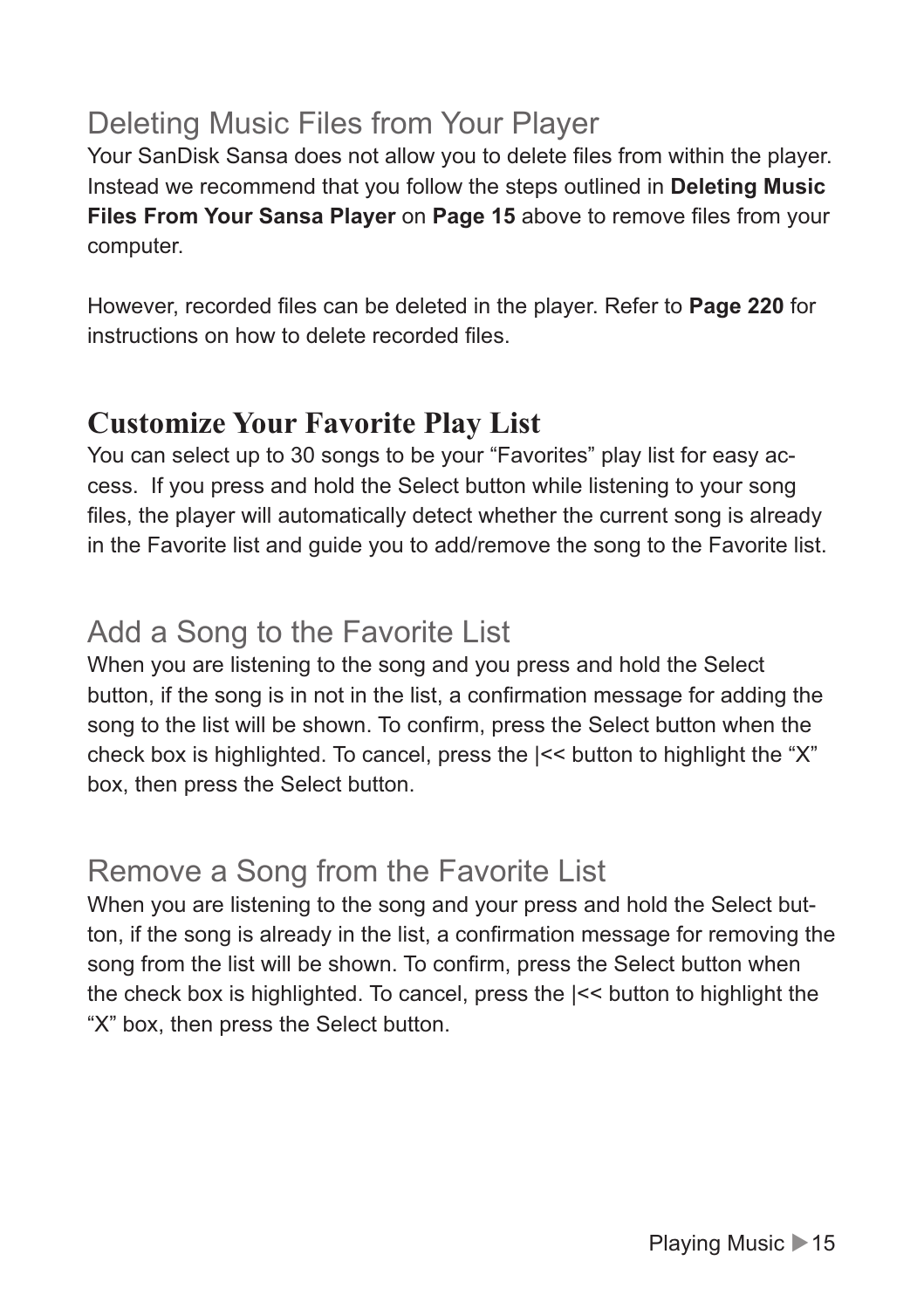## Deleting Music Files from Your Player

Your SanDisk Sansa does not allow you to delete files from within the player. Instead we recommend that you follow the steps outlined in **Deleting Music Files From Your Sansa Player** on **Page 15** above to remove files from your computer.

However, recorded files can be deleted in the player. Refer to **Page 220** for instructions on how to delete recorded files.

## Customize Your Favorite Play List

You can select up to 30 songs to be your "Favorites" play list for easy access. If you press and hold the Select button while listening to your song files, the player will automatically detect whether the current song is already in the Favorite list and guide you to add/remove the song to the Favorite list.

## Add a Song to the Favorite List

When you are listening to the song and you press and hold the Select button, if the song is in not in the list, a confirmation message for adding the song to the list will be shown. To confirm, press the Select button when the check box is highlighted. To cancel, press the |<< button to highlight the "X" box, then press the Select button.

## Remove a Song from the Favorite List

When you are listening to the song and your press and hold the Select button, if the song is already in the list, a confirmation message for removing the song from the list will be shown. To confirm, press the Select button when the check box is highlighted. To cancel, press the |<< button to highlight the "X" box, then press the Select button.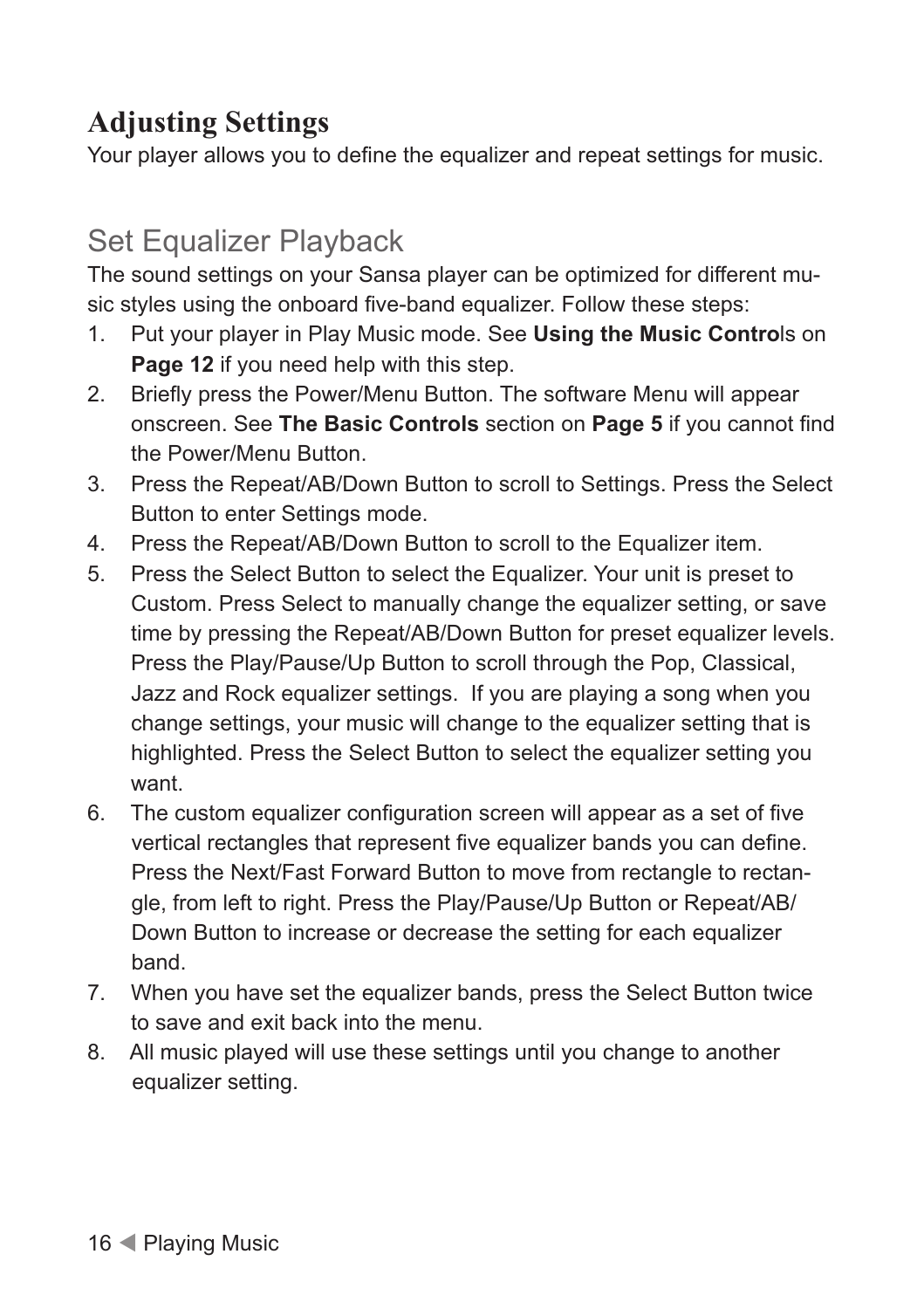# Adjusting Settings

Your player allows you to define the equalizer and repeat settings for music.

## Set Equalizer Playback

The sound settings on your Sansa player can be optimized for different music styles using the onboard five-band equalizer. Follow these steps:

1. Put your player in Play Music mode. See **Using the Music Contro**ls on **Page 12** if you need help with this step.
2. Briefly press the Power/Menu Button. The software Menu will appear onscreen. See **The Basic Controls** section on **Page 5** if you cannot find the Power/Menu Button.
3. Press the Repeat/AB/Down Button to scroll to Settings. Press the Select Button to enter Settings mode.
4. Press the Repeat/AB/Down Button to scroll to the Equalizer item.
5. Press the Select Button to select the Equalizer. Your unit is preset to Custom. Press Select to manually change the equalizer setting, or save time by pressing the Repeat/AB/Down Button for preset equalizer levels. Press the Play/Pause/Up Button to scroll through the Pop, Classical, Jazz and Rock equalizer settings. If you are playing a song when you change settings, your music will change to the equalizer setting that is highlighted. Press the Select Button to select the equalizer setting you want.
6. The custom equalizer configuration screen will appear as a set of five vertical rectangles that represent five equalizer bands you can define. Press the Next/Fast Forward Button to move from rectangle to rectangle, from left to right. Press the Play/Pause/Up Button or Repeat/AB/Down Button to increase or decrease the setting for each equalizer band.
7. When you have set the equalizer bands, press the Select Button twice to save and exit back into the menu.
8. All music played will use these settings until you change to another equalizer setting.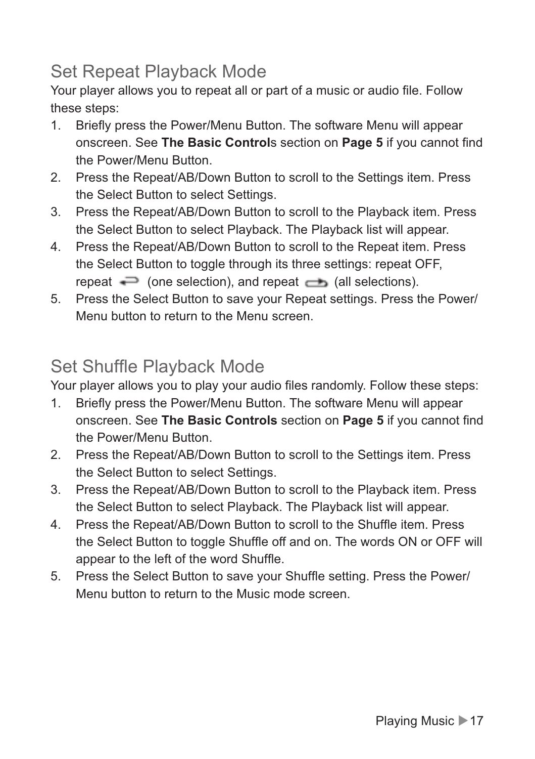## Set Repeat Playback Mode

Your player allows you to repeat all or part of a music or audio file. Follow these steps:

1. Briefly press the Power/Menu Button. The software Menu will appear onscreen. See **The Basic Control**s section on **Page 5** if you cannot find the Power/Menu Button.
2. Press the Repeat/AB/Down Button to scroll to the Settings item. Press the Select Button to select Settings.
3. Press the Repeat/AB/Down Button to scroll to the Playback item. Press the Select Button to select Playback. The Playback list will appear.
4. Press the Repeat/AB/Down Button to scroll to the Repeat item. Press the Select Button to toggle through its three settings: repeat OFF, repeat (one selection), and repeat (all selections).
5. Press the Select Button to save your Repeat settings. Press the Power/Menu button to return to the Menu screen.

## Set Shuffle Playback Mode

Your player allows you to play your audio files randomly. Follow these steps:

1. Briefly press the Power/Menu Button. The software Menu will appear onscreen. See **The Basic Controls** section on **Page 5** if you cannot find the Power/Menu Button.
2. Press the Repeat/AB/Down Button to scroll to the Settings item. Press the Select Button to select Settings.
3. Press the Repeat/AB/Down Button to scroll to the Playback item. Press the Select Button to select Playback. The Playback list will appear.
4. Press the Repeat/AB/Down Button to scroll to the Shuffle item. Press the Select Button to toggle Shuffle off and on. The words ON or OFF will appear to the left of the word Shuffle.
5. Press the Select Button to save your Shuffle setting. Press the Power/Menu button to return to the Music mode screen.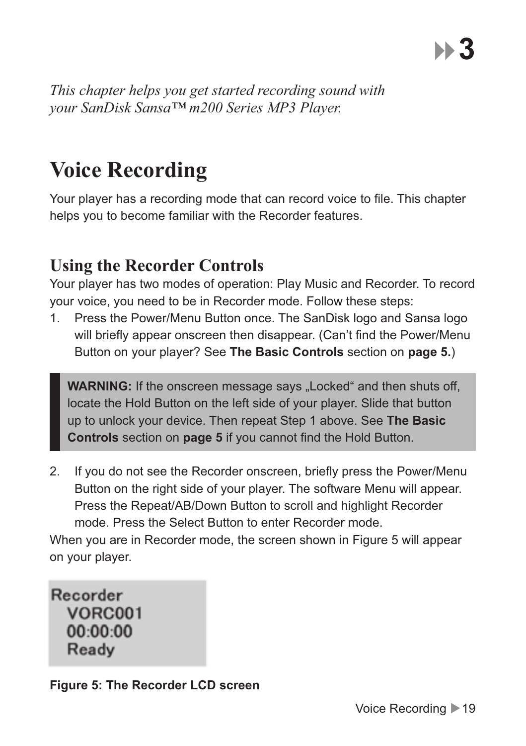# 3

*This chapter helps you get started recording sound with your SanDisk Sansa™ m200 Series MP3 Player.*

# Voice Recording

Your player has a recording mode that can record voice to file. This chapter helps you to become familiar with the Recorder features.

## Using the Recorder Controls

Your player has two modes of operation: Play Music and Recorder. To record your voice, you need to be in Recorder mode. Follow these steps:

1. Press the Power/Menu Button once. The SanDisk logo and Sansa logo will briefly appear onscreen then disappear. (Can't find the Power/Menu Button on your player? See **The Basic Controls** section on **page 5.**)

> **WARNING:** If the onscreen message says „Locked" and then shuts off, locate the Hold Button on the left side of your player. Slide that button up to unlock your device. Then repeat Step 1 above. See **The Basic Controls** section on **page 5** if you cannot find the Hold Button.

2. If you do not see the Recorder onscreen, briefly press the Power/Menu Button on the right side of your player. The software Menu will appear. Press the Repeat/AB/Down Button to scroll and highlight Recorder mode. Press the Select Button to enter Recorder mode.

When you are in Recorder mode, the screen shown in Figure 5 will appear on your player.

```
Recorder
  VORC001
  00:00:00
  Ready
```

**Figure 5: The Recorder LCD screen**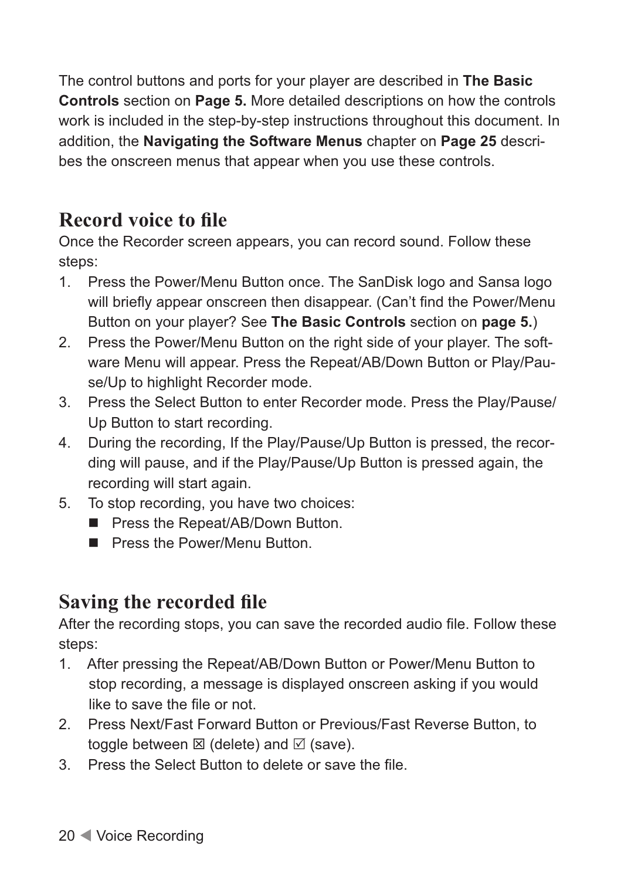The control buttons and ports for your player are described in **The Basic Controls** section on **Page 5.** More detailed descriptions on how the controls work is included in the step-by-step instructions throughout this document. In addition, the **Navigating the Software Menus** chapter on **Page 25** describes the onscreen menus that appear when you use these controls.

## Record voice to file

Once the Recorder screen appears, you can record sound. Follow these steps:

1. Press the Power/Menu Button once. The SanDisk logo and Sansa logo will briefly appear onscreen then disappear. (Can't find the Power/Menu Button on your player? See **The Basic Controls** section on **page 5.**)
2. Press the Power/Menu Button on the right side of your player. The software Menu will appear. Press the Repeat/AB/Down Button or Play/Pause/Up to highlight Recorder mode.
3. Press the Select Button to enter Recorder mode. Press the Play/Pause/Up Button to start recording.
4. During the recording, If the Play/Pause/Up Button is pressed, the recording will pause, and if the Play/Pause/Up Button is pressed again, the recording will start again.
5. To stop recording, you have two choices:
   - Press the Repeat/AB/Down Button.
   - Press the Power/Menu Button.

## Saving the recorded file

After the recording stops, you can save the recorded audio file. Follow these steps:

1. After pressing the Repeat/AB/Down Button or Power/Menu Button to stop recording, a message is displayed onscreen asking if you would like to save the file or not.
2. Press Next/Fast Forward Button or Previous/Fast Reverse Button, to toggle between ☒ (delete) and ☑ (save).
3. Press the Select Button to delete or save the file.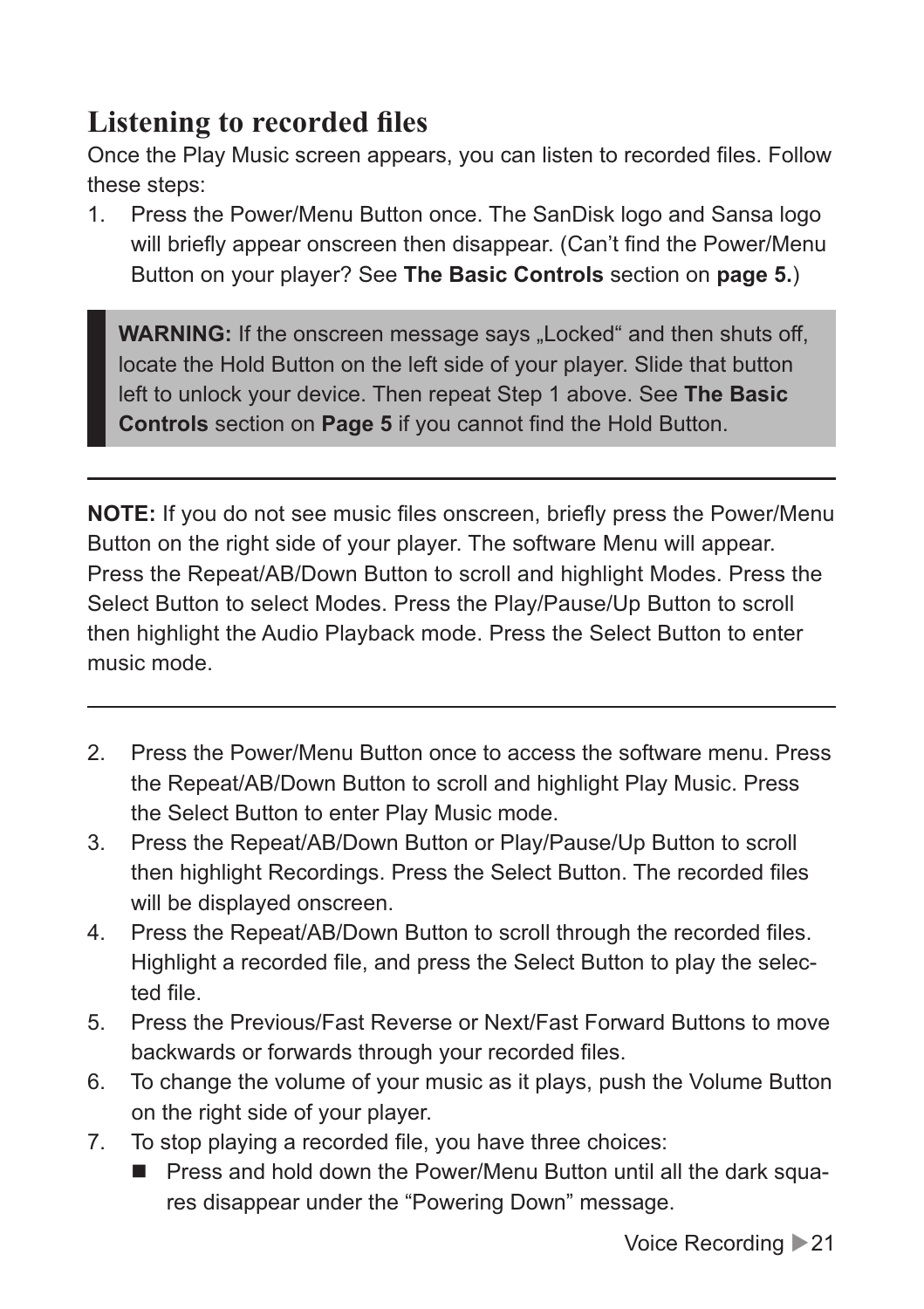## Listening to recorded files

Once the Play Music screen appears, you can listen to recorded files. Follow these steps:

1. Press the Power/Menu Button once. The SanDisk logo and Sansa logo will briefly appear onscreen then disappear. (Can't find the Power/Menu Button on your player? See **The Basic Controls** section on **page 5.**)

> **WARNING:** If the onscreen message says „Locked" and then shuts off, locate the Hold Button on the left side of your player. Slide that button left to unlock your device. Then repeat Step 1 above. See **The Basic Controls** section on **Page 5** if you cannot find the Hold Button.

---

**NOTE:** If you do not see music files onscreen, briefly press the Power/Menu Button on the right side of your player. The software Menu will appear. Press the Repeat/AB/Down Button to scroll and highlight Modes. Press the Select Button to select Modes. Press the Play/Pause/Up Button to scroll then highlight the Audio Playback mode. Press the Select Button to enter music mode.

---

2. Press the Power/Menu Button once to access the software menu. Press the Repeat/AB/Down Button to scroll and highlight Play Music. Press the Select Button to enter Play Music mode.
3. Press the Repeat/AB/Down Button or Play/Pause/Up Button to scroll then highlight Recordings. Press the Select Button. The recorded files will be displayed onscreen.
4. Press the Repeat/AB/Down Button to scroll through the recorded files. Highlight a recorded file, and press the Select Button to play the selected file.
5. Press the Previous/Fast Reverse or Next/Fast Forward Buttons to move backwards or forwards through your recorded files.
6. To change the volume of your music as it plays, push the Volume Button on the right side of your player.
7. To stop playing a recorded file, you have three choices:
   - Press and hold down the Power/Menu Button until all the dark squares disappear under the "Powering Down" message.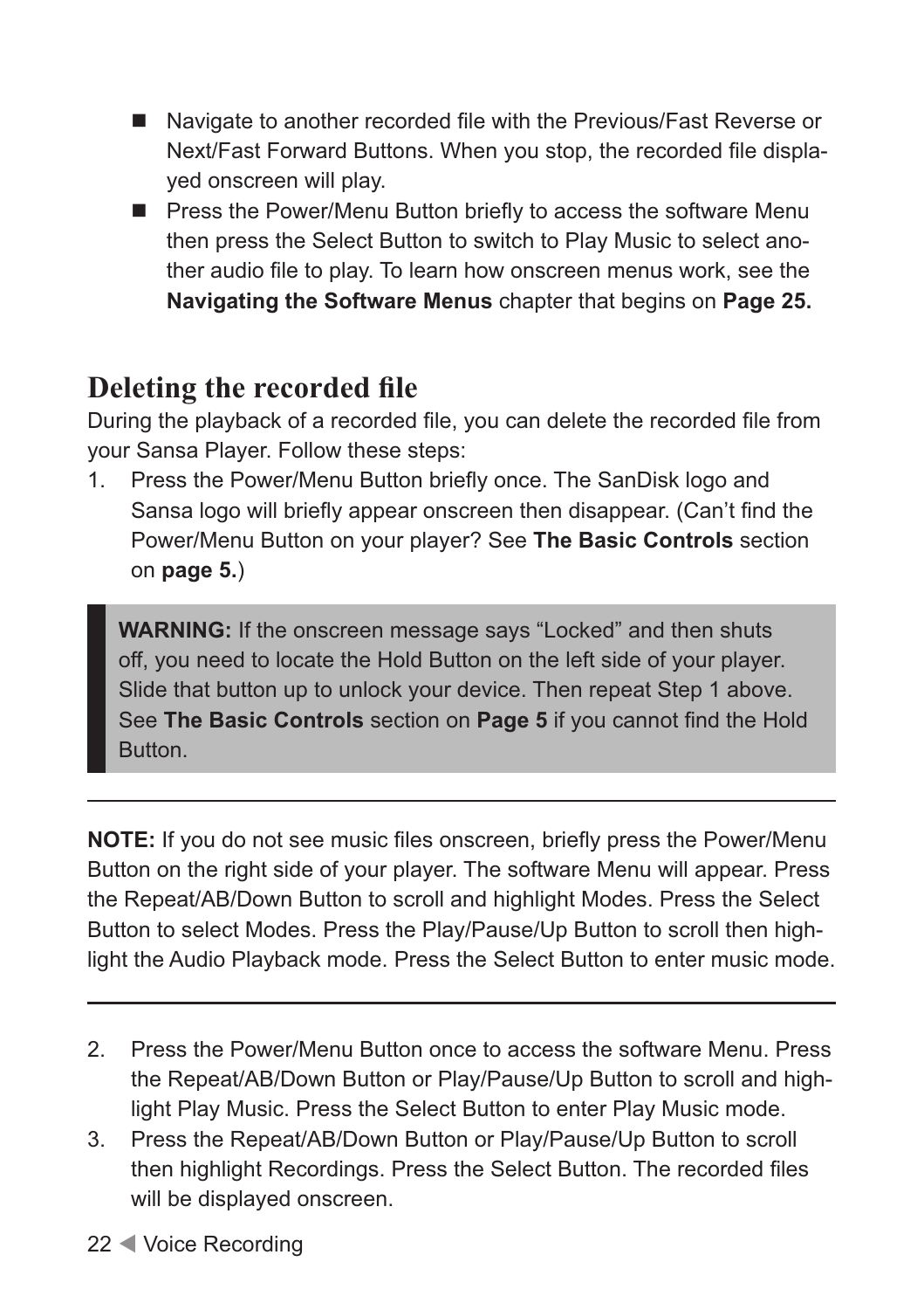- Navigate to another recorded file with the Previous/Fast Reverse or Next/Fast Forward Buttons. When you stop, the recorded file displayed onscreen will play.
- Press the Power/Menu Button briefly to access the software Menu then press the Select Button to switch to Play Music to select another audio file to play. To learn how onscreen menus work, see the **Navigating the Software Menus** chapter that begins on **Page 25.**

## Deleting the recorded file

During the playback of a recorded file, you can delete the recorded file from your Sansa Player. Follow these steps:

1. Press the Power/Menu Button briefly once. The SanDisk logo and Sansa logo will briefly appear onscreen then disappear. (Can't find the Power/Menu Button on your player? See **The Basic Controls** section on **page 5.**)

> **WARNING:** If the onscreen message says "Locked" and then shuts off, you need to locate the Hold Button on the left side of your player. Slide that button up to unlock your device. Then repeat Step 1 above. See **The Basic Controls** section on **Page 5** if you cannot find the Hold Button.

---

**NOTE:** If you do not see music files onscreen, briefly press the Power/Menu Button on the right side of your player. The software Menu will appear. Press the Repeat/AB/Down Button to scroll and highlight Modes. Press the Select Button to select Modes. Press the Play/Pause/Up Button to scroll then highlight the Audio Playback mode. Press the Select Button to enter music mode.

---

2. Press the Power/Menu Button once to access the software Menu. Press the Repeat/AB/Down Button or Play/Pause/Up Button to scroll and highlight Play Music. Press the Select Button to enter Play Music mode.
3. Press the Repeat/AB/Down Button or Play/Pause/Up Button to scroll then highlight Recordings. Press the Select Button. The recorded files will be displayed onscreen.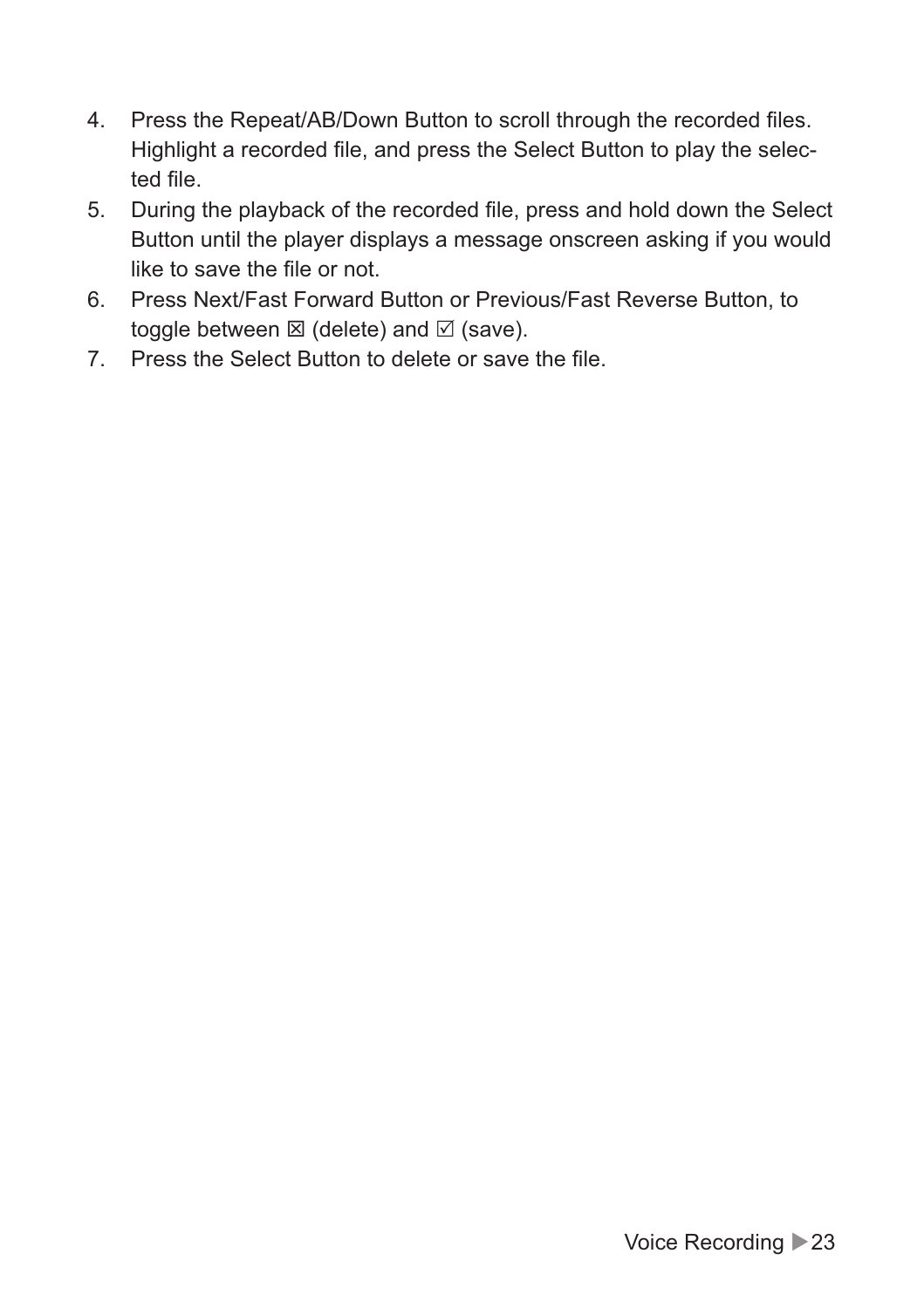4. Press the Repeat/AB/Down Button to scroll through the recorded files. Highlight a recorded file, and press the Select Button to play the selected file.
5. During the playback of the recorded file, press and hold down the Select Button until the player displays a message onscreen asking if you would like to save the file or not.
6. Press Next/Fast Forward Button or Previous/Fast Reverse Button, to toggle between ☒ (delete) and ☑ (save).
7. Press the Select Button to delete or save the file.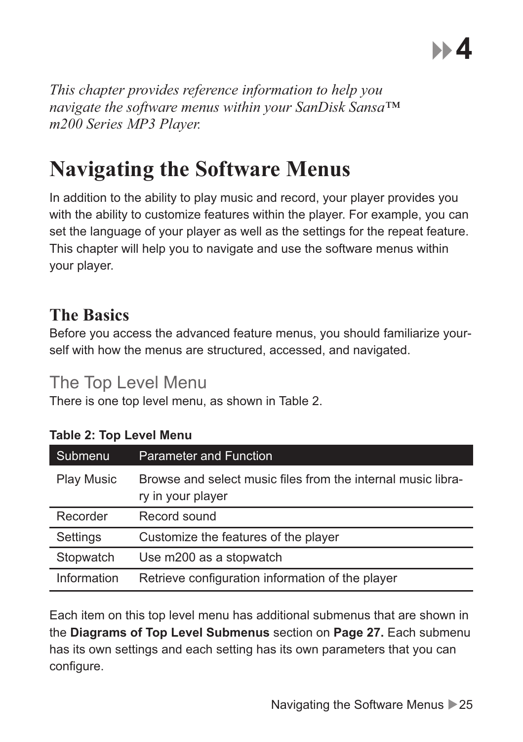# 4

*This chapter provides reference information to help you navigate the software menus within your SanDisk Sansa™ m200 Series MP3 Player.*

# Navigating the Software Menus

In addition to the ability to play music and record, your player provides you with the ability to customize features within the player. For example, you can set the language of your player as well as the settings for the repeat feature. This chapter will help you to navigate and use the software menus within your player.

## The Basics

Before you access the advanced feature menus, you should familiarize yourself with how the menus are structured, accessed, and navigated.

### The Top Level Menu

There is one top level menu, as shown in Table 2.

**Table 2: Top Level Menu**

| Submenu | Parameter and Function |
|---|---|
| Play Music | Browse and select music files from the internal music library in your player |
| Recorder | Record sound |
| Settings | Customize the features of the player |
| Stopwatch | Use m200 as a stopwatch |
| Information | Retrieve configuration information of the player |

Each item on this top level menu has additional submenus that are shown in the **Diagrams of Top Level Submenus** section on **Page 27.** Each submenu has its own settings and each setting has its own parameters that you can configure.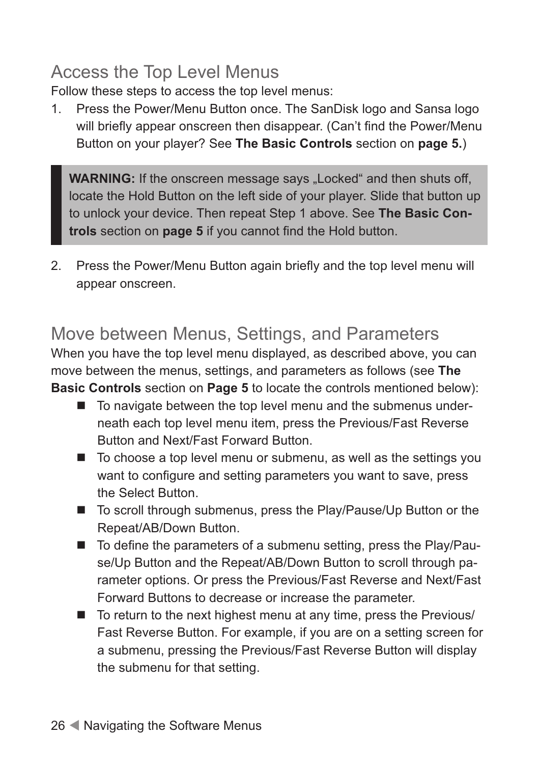## Access the Top Level Menus

Follow these steps to access the top level menus:

1. Press the Power/Menu Button once. The SanDisk logo and Sansa logo will briefly appear onscreen then disappear. (Can't find the Power/Menu Button on your player? See **The Basic Controls** section on **page 5.**)

> **WARNING:** If the onscreen message says „Locked" and then shuts off, locate the Hold Button on the left side of your player. Slide that button up to unlock your device. Then repeat Step 1 above. See **The Basic Controls** section on **page 5** if you cannot find the Hold button.

2. Press the Power/Menu Button again briefly and the top level menu will appear onscreen.

## Move between Menus, Settings, and Parameters

When you have the top level menu displayed, as described above, you can move between the menus, settings, and parameters as follows (see **The Basic Controls** section on **Page 5** to locate the controls mentioned below):

- To navigate between the top level menu and the submenus underneath each top level menu item, press the Previous/Fast Reverse Button and Next/Fast Forward Button.
- To choose a top level menu or submenu, as well as the settings you want to configure and setting parameters you want to save, press the Select Button.
- To scroll through submenus, press the Play/Pause/Up Button or the Repeat/AB/Down Button.
- To define the parameters of a submenu setting, press the Play/Pause/Up Button and the Repeat/AB/Down Button to scroll through parameter options. Or press the Previous/Fast Reverse and Next/Fast Forward Buttons to decrease or increase the parameter.
- To return to the next highest menu at any time, press the Previous/Fast Reverse Button. For example, if you are on a setting screen for a submenu, pressing the Previous/Fast Reverse Button will display the submenu for that setting.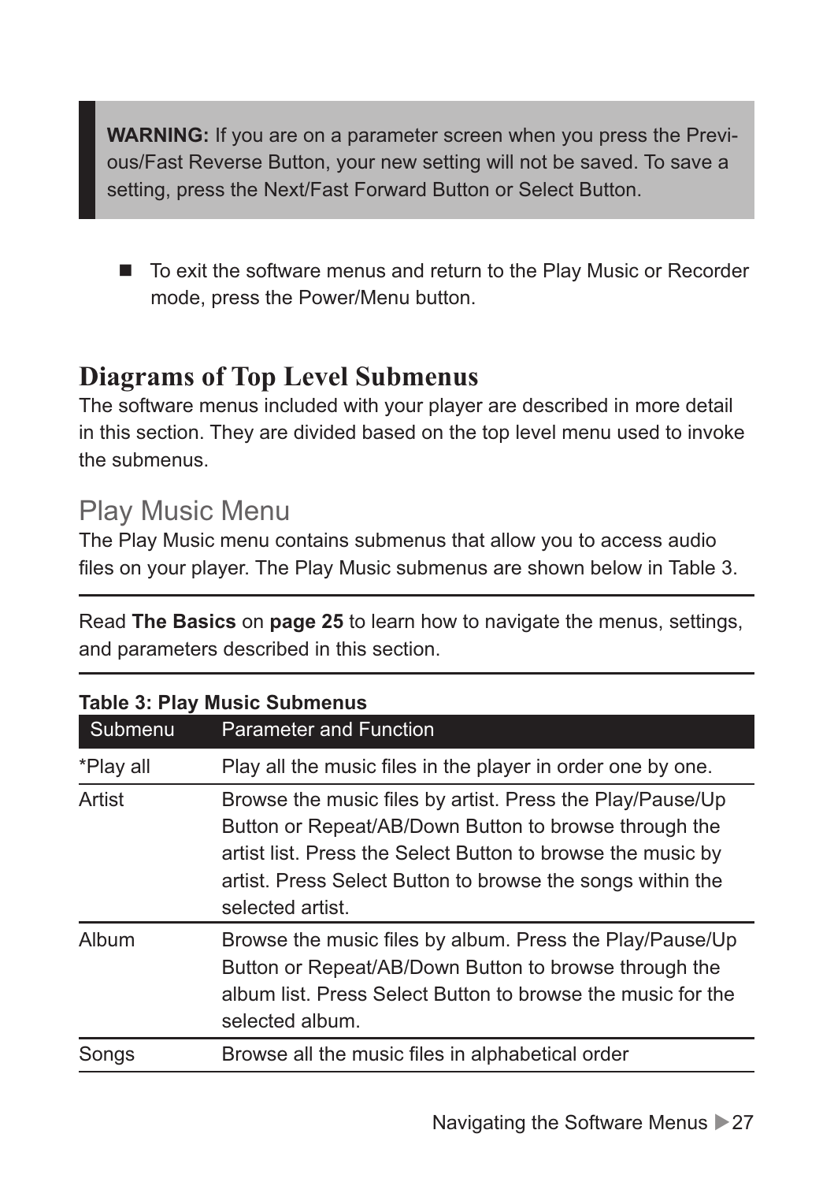> **WARNING:** If you are on a parameter screen when you press the Previous/Fast Reverse Button, your new setting will not be saved. To save a setting, press the Next/Fast Forward Button or Select Button.

- To exit the software menus and return to the Play Music or Recorder mode, press the Power/Menu button.

## Diagrams of Top Level Submenus

The software menus included with your player are described in more detail in this section. They are divided based on the top level menu used to invoke the submenus.

### Play Music Menu

The Play Music menu contains submenus that allow you to access audio files on your player. The Play Music submenus are shown below in Table 3.

---

Read **The Basics** on **page 25** to learn how to navigate the menus, settings, and parameters described in this section.

---

**Table 3: Play Music Submenus**

| Submenu | Parameter and Function |
|---|---|
| *Play all | Play all the music files in the player in order one by one. |
| Artist | Browse the music files by artist. Press the Play/Pause/Up Button or Repeat/AB/Down Button to browse through the artist list. Press the Select Button to browse the music by artist. Press Select Button to browse the songs within the selected artist. |
| Album | Browse the music files by album. Press the Play/Pause/Up Button or Repeat/AB/Down Button to browse through the album list. Press Select Button to browse the music for the selected album. |
| Songs | Browse all the music files in alphabetical order |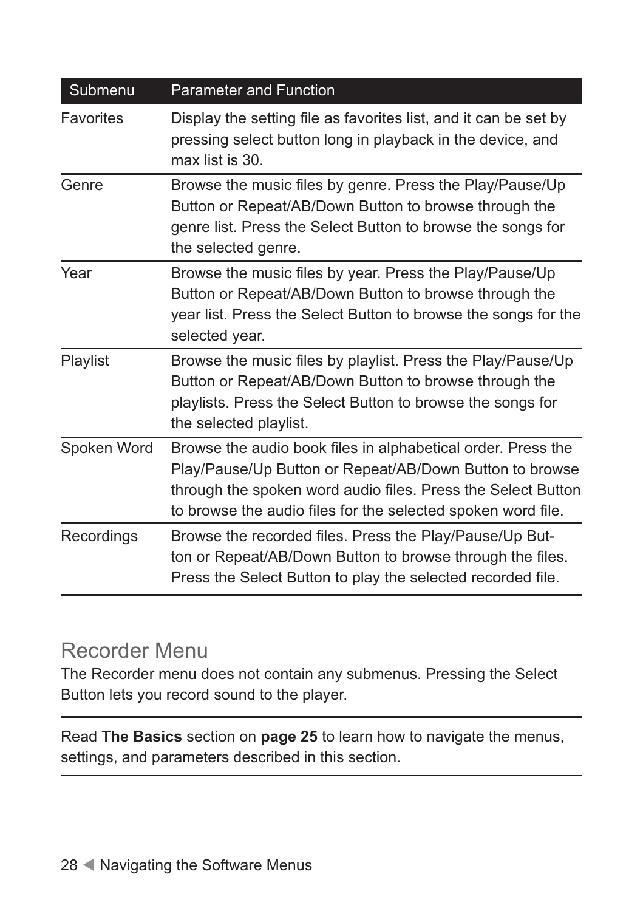| Submenu | Parameter and Function |
|---|---|
| Favorites | Display the setting file as favorites list, and it can be set by pressing select button long in playback in the device, and max list is 30. |
| Genre | Browse the music files by genre. Press the Play/Pause/Up Button or Repeat/AB/Down Button to browse through the genre list. Press the Select Button to browse the songs for the selected genre. |
| Year | Browse the music files by year. Press the Play/Pause/Up Button or Repeat/AB/Down Button to browse through the year list. Press the Select Button to browse the songs for the selected year. |
| Playlist | Browse the music files by playlist. Press the Play/Pause/Up Button or Repeat/AB/Down Button to browse through the playlists. Press the Select Button to browse the songs for the selected playlist. |
| Spoken Word | Browse the audio book files in alphabetical order. Press the Play/Pause/Up Button or Repeat/AB/Down Button to browse through the spoken word audio files. Press the Select Button to browse the audio files for the selected spoken word file. |
| Recordings | Browse the recorded files. Press the Play/Pause/Up Button or Repeat/AB/Down Button to browse through the files. Press the Select Button to play the selected recorded file. |

## Recorder Menu

The Recorder menu does not contain any submenus. Pressing the Select Button lets you record sound to the player.

---

Read **The Basics** section on **page 25** to learn how to navigate the menus, settings, and parameters described in this section.

---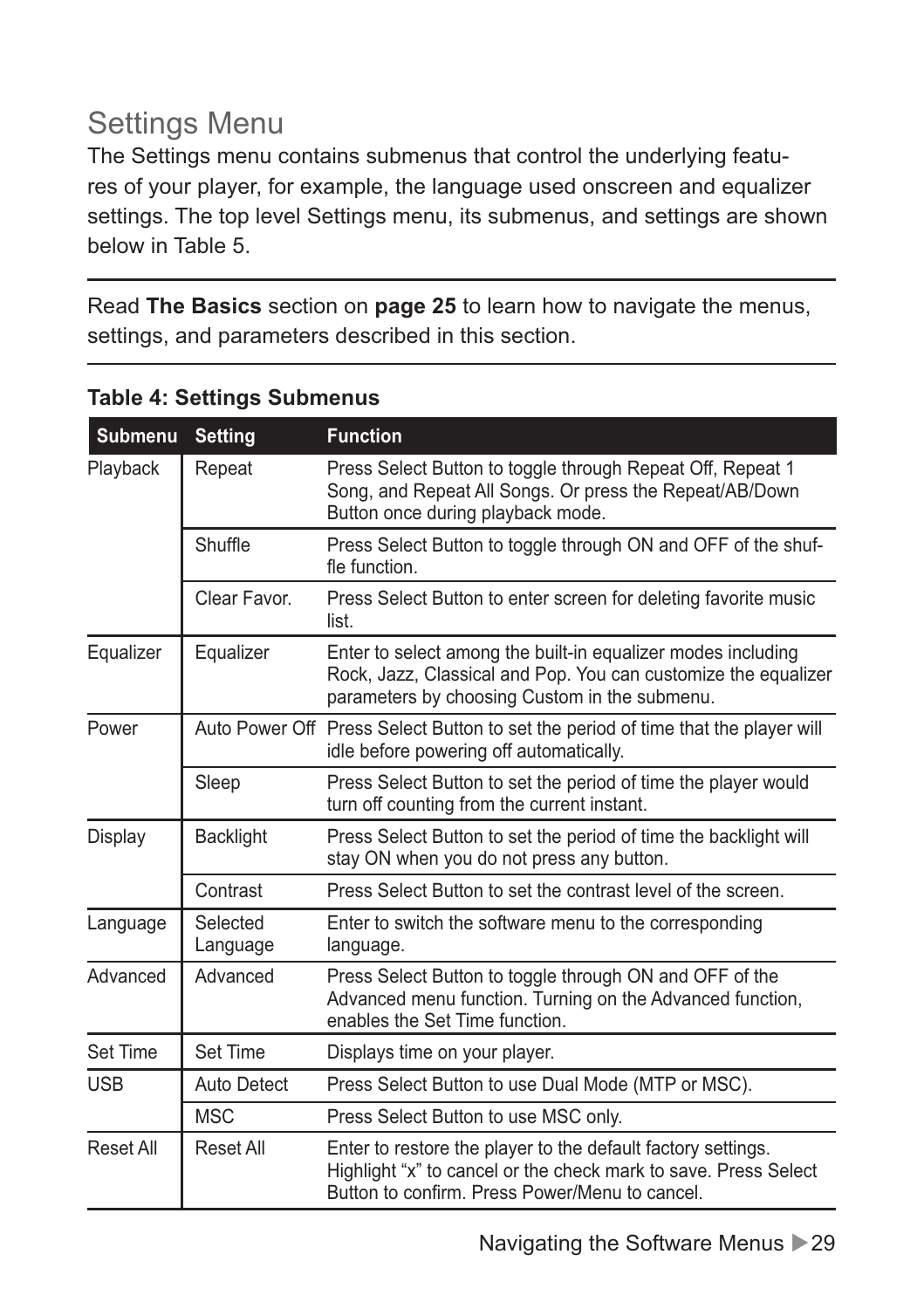# Settings Menu

The Settings menu contains submenus that control the underlying features of your player, for example, the language used onscreen and equalizer settings. The top level Settings menu, its submenus, and settings are shown below in Table 5.

Read **The Basics** section on **page 25** to learn how to navigate the menus, settings, and parameters described in this section.

**Table 4: Settings Submenus**

| Submenu | Setting | Function |
|---|---|---|
| Playback | Repeat | Press Select Button to toggle through Repeat Off, Repeat 1 Song, and Repeat All Songs. Or press the Repeat/AB/Down Button once during playback mode. |
| | Shuffle | Press Select Button to toggle through ON and OFF of the shuffle function. |
| | Clear Favor. | Press Select Button to enter screen for deleting favorite music list. |
| Equalizer | Equalizer | Enter to select among the built-in equalizer modes including Rock, Jazz, Classical and Pop. You can customize the equalizer parameters by choosing Custom in the submenu. |
| Power | Auto Power Off | Press Select Button to set the period of time that the player will idle before powering off automatically. |
| | Sleep | Press Select Button to set the period of time the player would turn off counting from the current instant. |
| Display | Backlight | Press Select Button to set the period of time the backlight will stay ON when you do not press any button. |
| | Contrast | Press Select Button to set the contrast level of the screen. |
| Language | Selected Language | Enter to switch the software menu to the corresponding language. |
| Advanced | Advanced | Press Select Button to toggle through ON and OFF of the Advanced menu function. Turning on the Advanced function, enables the Set Time function. |
| Set Time | Set Time | Displays time on your player. |
| USB | Auto Detect | Press Select Button to use Dual Mode (MTP or MSC). |
| | MSC | Press Select Button to use MSC only. |
| Reset All | Reset All | Enter to restore the player to the default factory settings. Highlight "x" to cancel or the check mark to save. Press Select Button to confirm. Press Power/Menu to cancel. |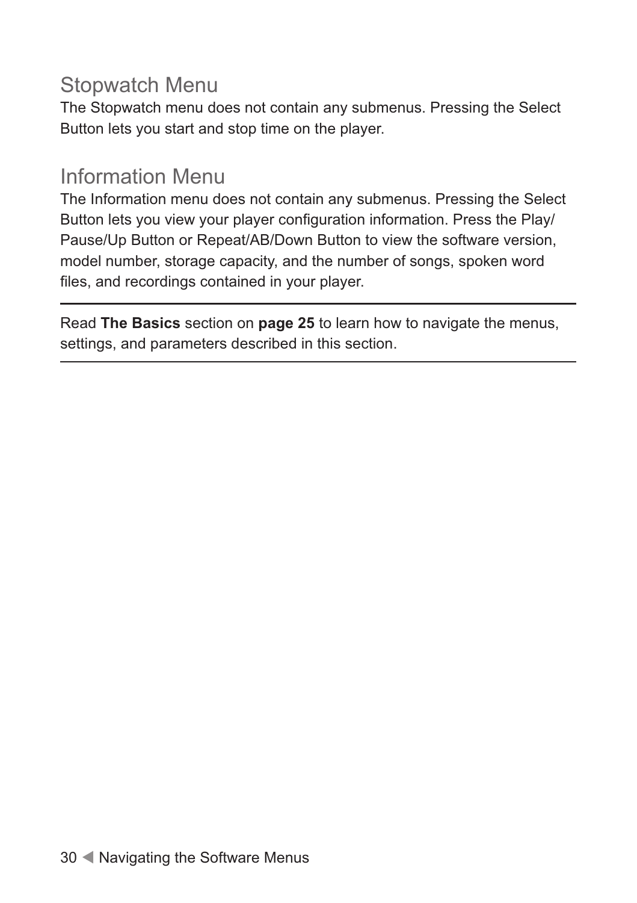## Stopwatch Menu

The Stopwatch menu does not contain any submenus. Pressing the Select Button lets you start and stop time on the player.

## Information Menu

The Information menu does not contain any submenus. Pressing the Select Button lets you view your player configuration information. Press the Play/Pause/Up Button or Repeat/AB/Down Button to view the software version, model number, storage capacity, and the number of songs, spoken word files, and recordings contained in your player.

---

Read **The Basics** section on **page 25** to learn how to navigate the menus, settings, and parameters described in this section.

---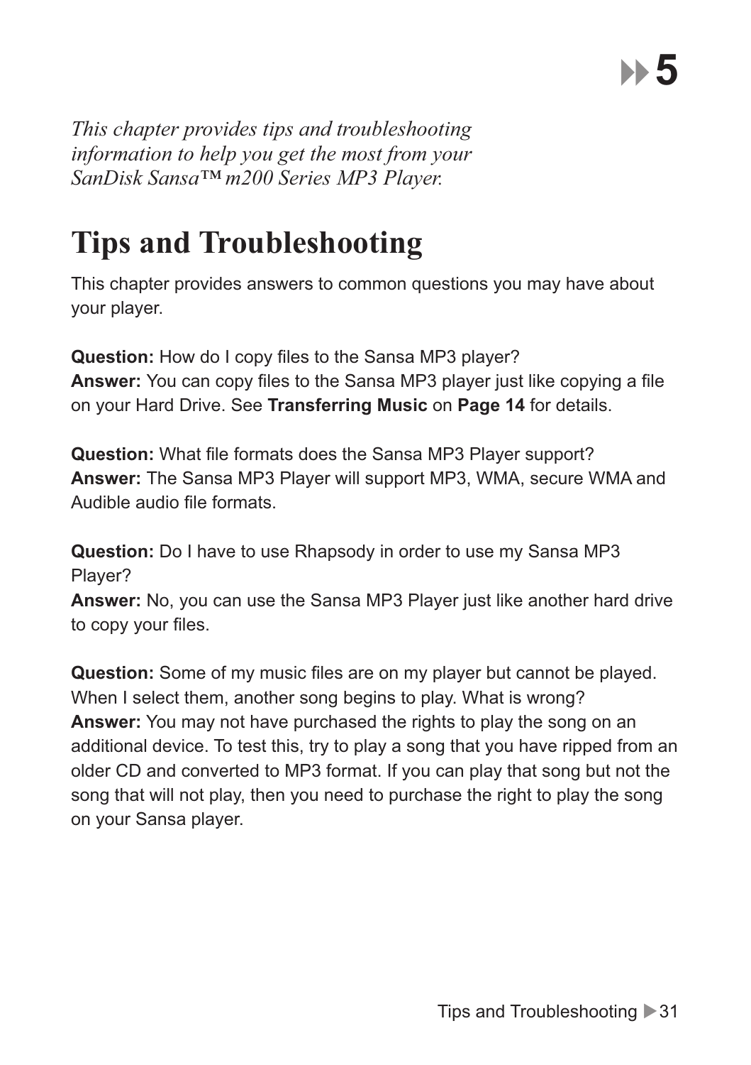*This chapter provides tips and troubleshooting information to help you get the most from your SanDisk Sansa™ m200 Series MP3 Player.*

# Tips and Troubleshooting

This chapter provides answers to common questions you may have about your player.

**Question:** How do I copy files to the Sansa MP3 player?
**Answer:** You can copy files to the Sansa MP3 player just like copying a file on your Hard Drive. See **Transferring Music** on **Page 14** for details.

**Question:** What file formats does the Sansa MP3 Player support?
**Answer:** The Sansa MP3 Player will support MP3, WMA, secure WMA and Audible audio file formats.

**Question:** Do I have to use Rhapsody in order to use my Sansa MP3 Player?
**Answer:** No, you can use the Sansa MP3 Player just like another hard drive to copy your files.

**Question:** Some of my music files are on my player but cannot be played. When I select them, another song begins to play. What is wrong?
**Answer:** You may not have purchased the rights to play the song on an additional device. To test this, try to play a song that you have ripped from an older CD and converted to MP3 format. If you can play that song but not the song that will not play, then you need to purchase the right to play the song on your Sansa player.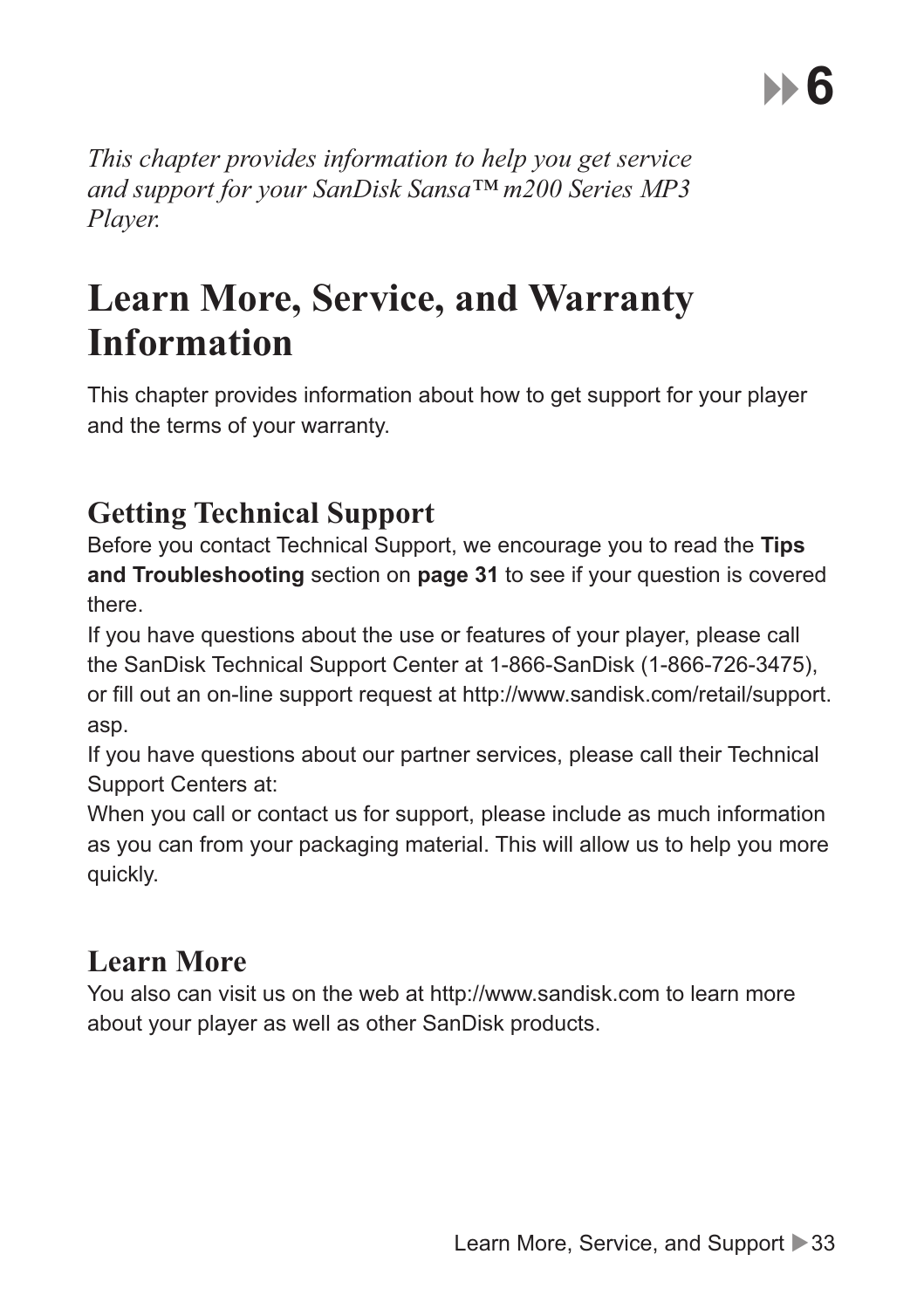# 6

*This chapter provides information to help you get service and support for your SanDisk Sansa™ m200 Series MP3 Player.*

# Learn More, Service, and Warranty Information

This chapter provides information about how to get support for your player and the terms of your warranty.

## Getting Technical Support

Before you contact Technical Support, we encourage you to read the **Tips and Troubleshooting** section on **page 31** to see if your question is covered there.

If you have questions about the use or features of your player, please call the SanDisk Technical Support Center at 1-866-SanDisk (1-866-726-3475), or fill out an on-line support request at http://www.sandisk.com/retail/support.asp.

If you have questions about our partner services, please call their Technical Support Centers at:

When you call or contact us for support, please include as much information as you can from your packaging material. This will allow us to help you more quickly.

## Learn More

You also can visit us on the web at http://www.sandisk.com to learn more about your player as well as other SanDisk products.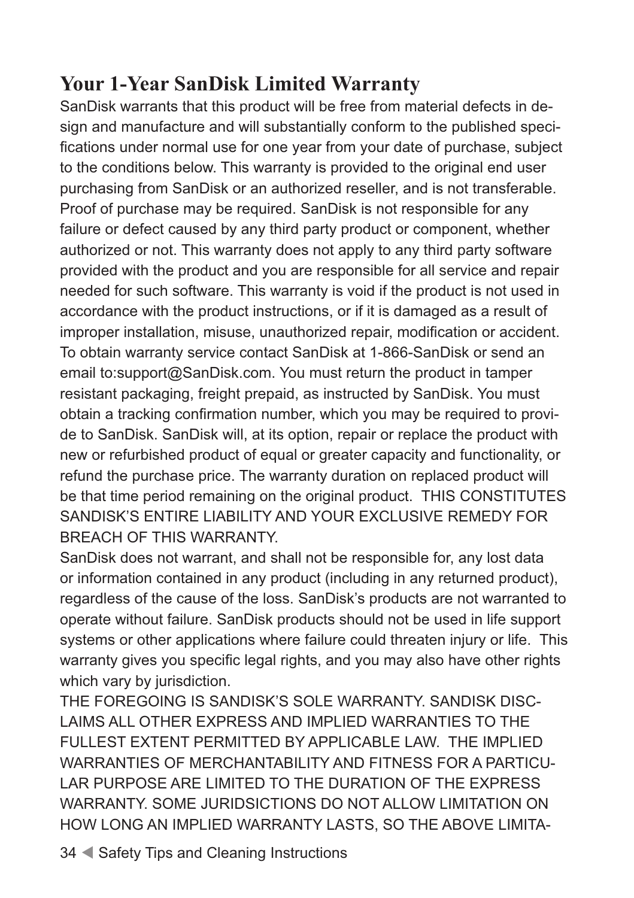## Your 1-Year SanDisk Limited Warranty

SanDisk warrants that this product will be free from material defects in design and manufacture and will substantially conform to the published specifications under normal use for one year from your date of purchase, subject to the conditions below. This warranty is provided to the original end user purchasing from SanDisk or an authorized reseller, and is not transferable. Proof of purchase may be required. SanDisk is not responsible for any failure or defect caused by any third party product or component, whether authorized or not. This warranty does not apply to any third party software provided with the product and you are responsible for all service and repair needed for such software. This warranty is void if the product is not used in accordance with the product instructions, or if it is damaged as a result of improper installation, misuse, unauthorized repair, modification or accident. To obtain warranty service contact SanDisk at 1-866-SanDisk or send an email to:support@SanDisk.com. You must return the product in tamper resistant packaging, freight prepaid, as instructed by SanDisk. You must obtain a tracking confirmation number, which you may be required to provide to SanDisk. SanDisk will, at its option, repair or replace the product with new or refurbished product of equal or greater capacity and functionality, or refund the purchase price. The warranty duration on replaced product will be that time period remaining on the original product. THIS CONSTITUTES SANDISK'S ENTIRE LIABILITY AND YOUR EXCLUSIVE REMEDY FOR BREACH OF THIS WARRANTY.

SanDisk does not warrant, and shall not be responsible for, any lost data or information contained in any product (including in any returned product), regardless of the cause of the loss. SanDisk's products are not warranted to operate without failure. SanDisk products should not be used in life support systems or other applications where failure could threaten injury or life. This warranty gives you specific legal rights, and you may also have other rights which vary by jurisdiction.

THE FOREGOING IS SANDISK'S SOLE WARRANTY. SANDISK DISCLAIMS ALL OTHER EXPRESS AND IMPLIED WARRANTIES TO THE FULLEST EXTENT PERMITTED BY APPLICABLE LAW. THE IMPLIED WARRANTIES OF MERCHANTABILITY AND FITNESS FOR A PARTICULAR PURPOSE ARE LIMITED TO THE DURATION OF THE EXPRESS WARRANTY. SOME JURIDSICTIONS DO NOT ALLOW LIMITATION ON HOW LONG AN IMPLIED WARRANTY LASTS, SO THE ABOVE LIMITA-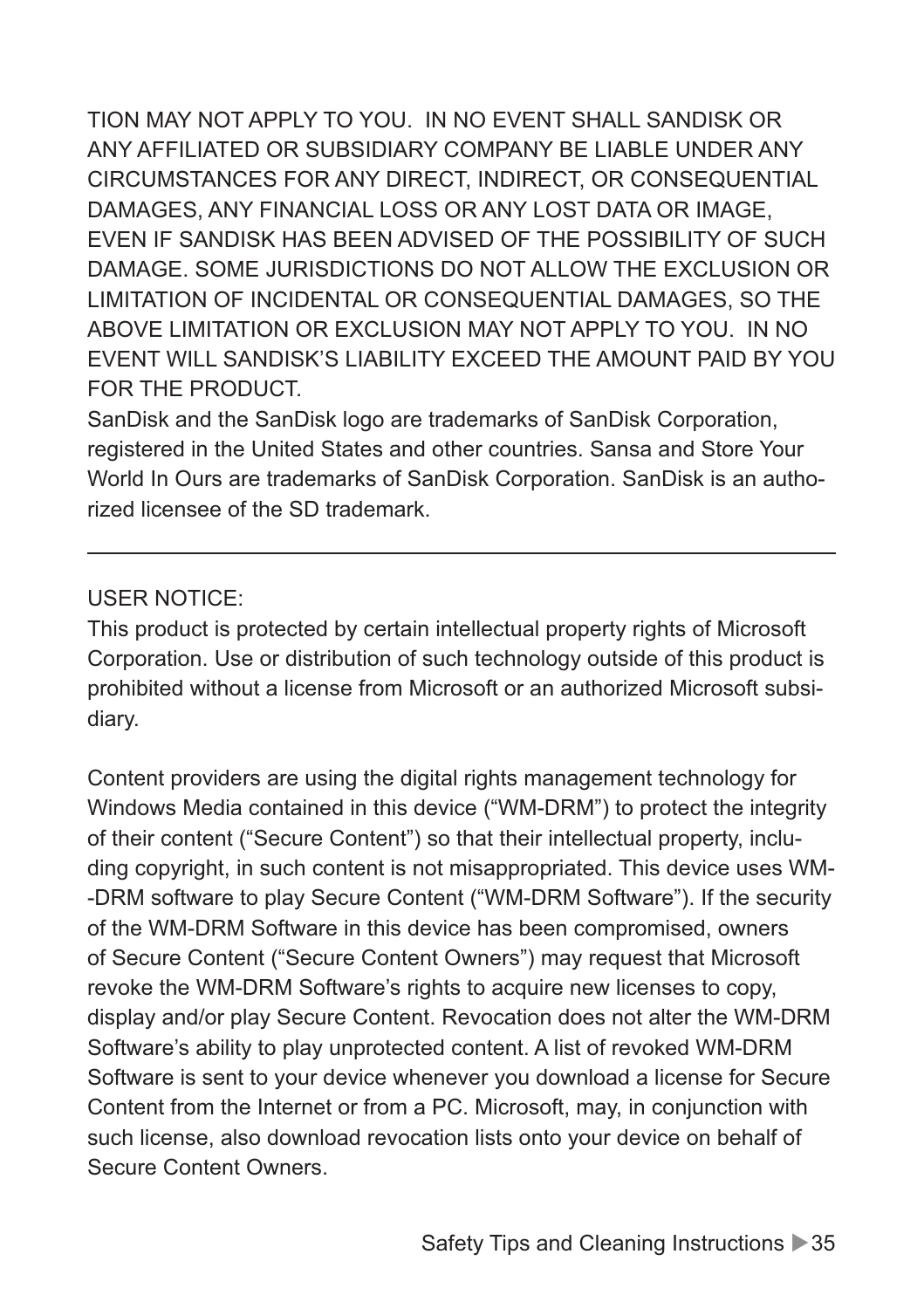TION MAY NOT APPLY TO YOU. IN NO EVENT SHALL SANDISK OR ANY AFFILIATED OR SUBSIDIARY COMPANY BE LIABLE UNDER ANY CIRCUMSTANCES FOR ANY DIRECT, INDIRECT, OR CONSEQUENTIAL DAMAGES, ANY FINANCIAL LOSS OR ANY LOST DATA OR IMAGE, EVEN IF SANDISK HAS BEEN ADVISED OF THE POSSIBILITY OF SUCH DAMAGE. SOME JURISDICTIONS DO NOT ALLOW THE EXCLUSION OR LIMITATION OF INCIDENTAL OR CONSEQUENTIAL DAMAGES, SO THE ABOVE LIMITATION OR EXCLUSION MAY NOT APPLY TO YOU. IN NO EVENT WILL SANDISK'S LIABILITY EXCEED THE AMOUNT PAID BY YOU FOR THE PRODUCT.

SanDisk and the SanDisk logo are trademarks of SanDisk Corporation, registered in the United States and other countries. Sansa and Store Your World In Ours are trademarks of SanDisk Corporation. SanDisk is an authorized licensee of the SD trademark.

---

USER NOTICE:

This product is protected by certain intellectual property rights of Microsoft Corporation. Use or distribution of such technology outside of this product is prohibited without a license from Microsoft or an authorized Microsoft subsidiary.

Content providers are using the digital rights management technology for Windows Media contained in this device ("WM-DRM") to protect the integrity of their content ("Secure Content") so that their intellectual property, including copyright, in such content is not misappropriated. This device uses WM-DRM software to play Secure Content ("WM-DRM Software"). If the security of the WM-DRM Software in this device has been compromised, owners of Secure Content ("Secure Content Owners") may request that Microsoft revoke the WM-DRM Software's rights to acquire new licenses to copy, display and/or play Secure Content. Revocation does not alter the WM-DRM Software's ability to play unprotected content. A list of revoked WM-DRM Software is sent to your device whenever you download a license for Secure Content from the Internet or from a PC. Microsoft, may, in conjunction with such license, also download revocation lists onto your device on behalf of Secure Content Owners.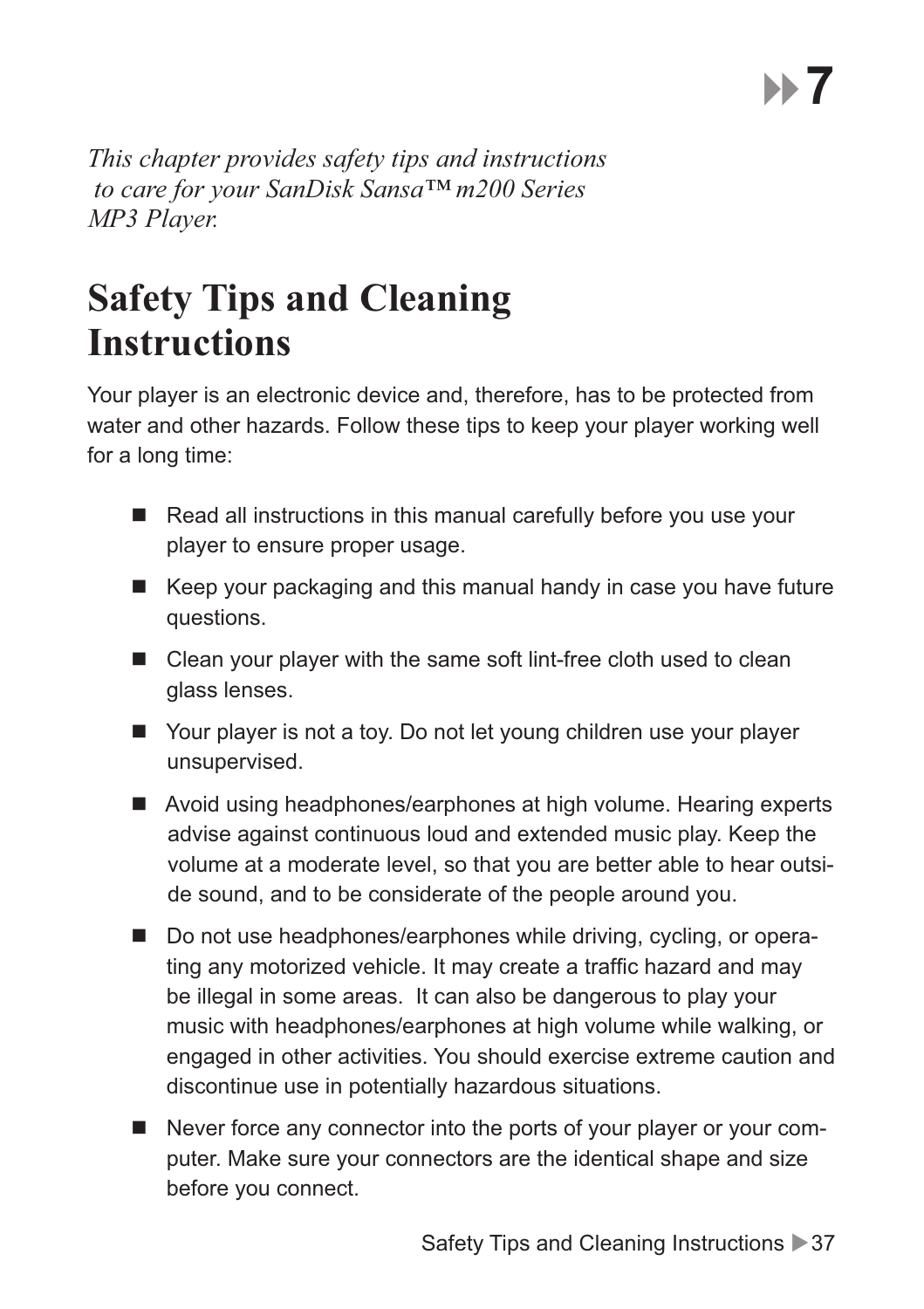7

*This chapter provides safety tips and instructions to care for your SanDisk Sansa™ m200 Series MP3 Player.*

# Safety Tips and Cleaning Instructions

Your player is an electronic device and, therefore, has to be protected from water and other hazards. Follow these tips to keep your player working well for a long time:

- Read all instructions in this manual carefully before you use your player to ensure proper usage.
- Keep your packaging and this manual handy in case you have future questions.
- Clean your player with the same soft lint-free cloth used to clean glass lenses.
- Your player is not a toy. Do not let young children use your player unsupervised.
- Avoid using headphones/earphones at high volume. Hearing experts advise against continuous loud and extended music play. Keep the volume at a moderate level, so that you are better able to hear outside sound, and to be considerate of the people around you.
- Do not use headphones/earphones while driving, cycling, or operating any motorized vehicle. It may create a traffic hazard and may be illegal in some areas. It can also be dangerous to play your music with headphones/earphones at high volume while walking, or engaged in other activities. You should exercise extreme caution and discontinue use in potentially hazardous situations.
- Never force any connector into the ports of your player or your computer. Make sure your connectors are the identical shape and size before you connect.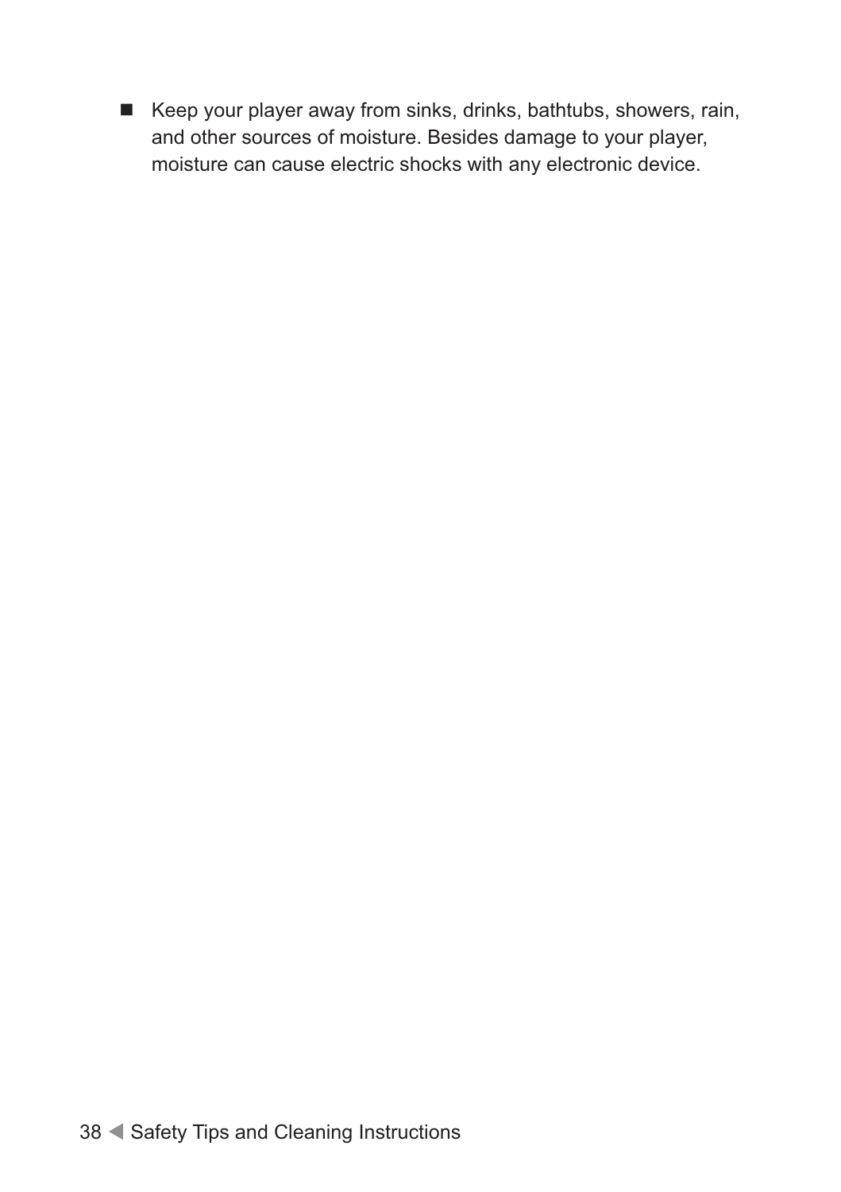- Keep your player away from sinks, drinks, bathtubs, showers, rain, and other sources of moisture. Besides damage to your player, moisture can cause electric shocks with any electronic device.